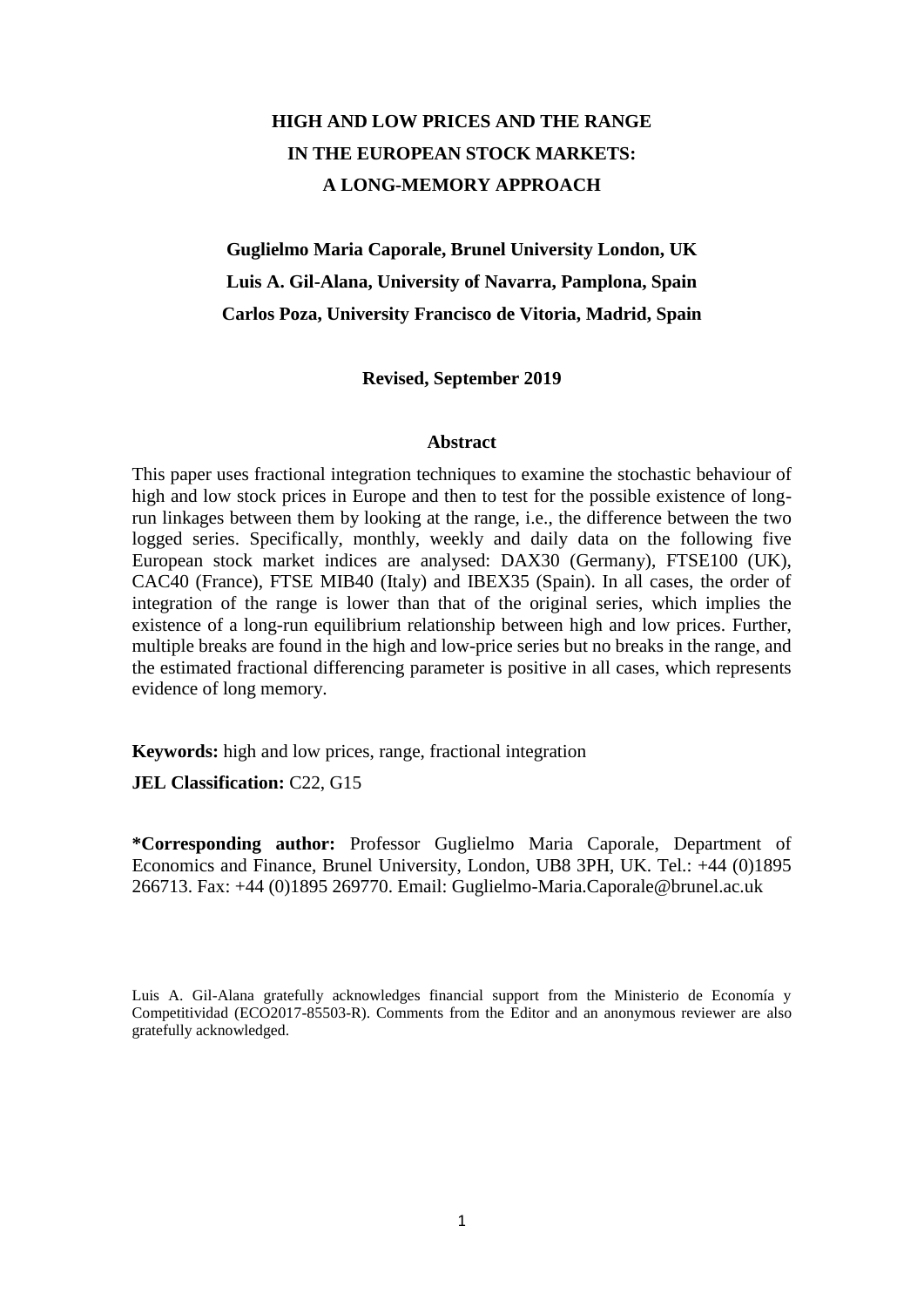# HIGH AND LOW PRICES AND THE RANGE IN THE EUROPEAN STOCK MARKETS: A LONG-MEMORY APPROACH

**Guglielmo Maria Caporale, Brunel University London, UK**

**Luis A. Gil-Alana, University of Navarra, Pamplona, Spain**

**Carlos Poza, University Francisco de Vitoria, Madrid, Spain**

**Revised, September 2019**

## Abstract

This paper uses fractional integration techniques to examine the stochastic behaviour of high and low stock prices in Europe and then to test for the possible existence of long-run linkages between them by looking at the range, i.e., the difference between the two logged series. Specifically, monthly, weekly and daily data on the following five European stock market indices are analysed: DAX30 (Germany), FTSE100 (UK), CAC40 (France), FTSE MIB40 (Italy) and IBEX35 (Spain). In all cases, the order of integration of the range is lower than that of the original series, which implies the existence of a long-run equilibrium relationship between high and low prices. Further, multiple breaks are found in the high and low-price series but no breaks in the range, and the estimated fractional differencing parameter is positive in all cases, which represents evidence of long memory.

**Keywords:** high and low prices, range, fractional integration

**JEL Classification:** C22, G15

***Corresponding author:** Professor Guglielmo Maria Caporale, Department of Economics and Finance, Brunel University, London, UB8 3PH, UK. Tel.: +44 (0)1895 266713. Fax: +44 (0)1895 269770. Email: Guglielmo-Maria.Caporale@brunel.ac.uk

Luis A. Gil-Alana gratefully acknowledges financial support from the Ministerio de Economía y Competitividad (ECO2017-85503-R). Comments from the Editor and an anonymous reviewer are also gratefully acknowledged.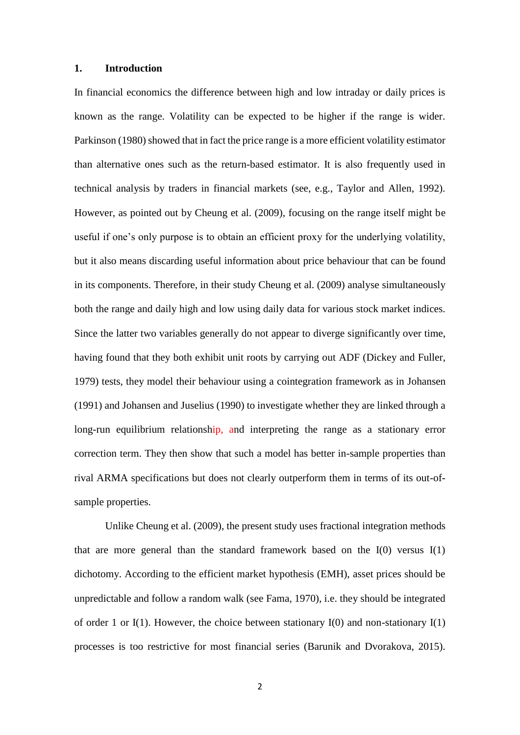## 1. Introduction

In financial economics the difference between high and low intraday or daily prices is known as the range. Volatility can be expected to be higher if the range is wider. Parkinson (1980) showed that in fact the price range is a more efficient volatility estimator than alternative ones such as the return-based estimator. It is also frequently used in technical analysis by traders in financial markets (see, e.g., Taylor and Allen, 1992). However, as pointed out by Cheung et al. (2009), focusing on the range itself might be useful if one's only purpose is to obtain an efficient proxy for the underlying volatility, but it also means discarding useful information about price behaviour that can be found in its components. Therefore, in their study Cheung et al. (2009) analyse simultaneously both the range and daily high and low using daily data for various stock market indices. Since the latter two variables generally do not appear to diverge significantly over time, having found that they both exhibit unit roots by carrying out ADF (Dickey and Fuller, 1979) tests, they model their behaviour using a cointegration framework as in Johansen (1991) and Johansen and Juselius (1990) to investigate whether they are linked through a long-run equilibrium relationship, and interpreting the range as a stationary error correction term. They then show that such a model has better in-sample properties than rival ARMA specifications but does not clearly outperform them in terms of its out-of-sample properties.

Unlike Cheung et al. (2009), the present study uses fractional integration methods that are more general than the standard framework based on the I(0) versus I(1) dichotomy. According to the efficient market hypothesis (EMH), asset prices should be unpredictable and follow a random walk (see Fama, 1970), i.e. they should be integrated of order 1 or I(1). However, the choice between stationary I(0) and non-stationary I(1) processes is too restrictive for most financial series (Barunik and Dvorakova, 2015).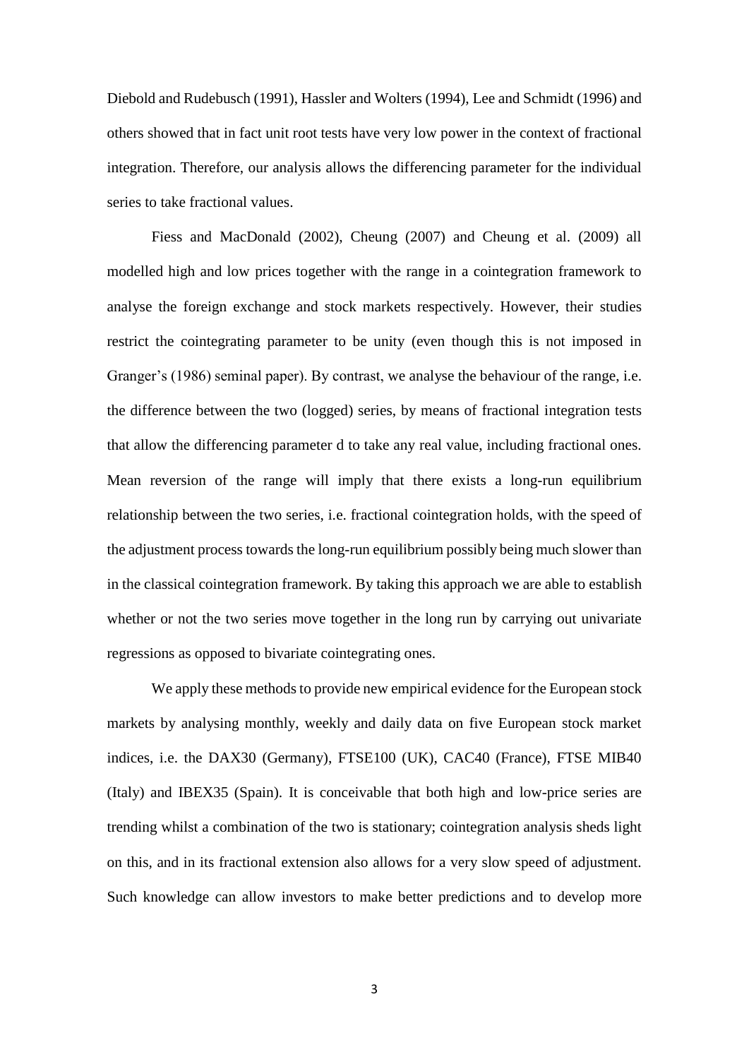Diebold and Rudebusch (1991), Hassler and Wolters (1994), Lee and Schmidt (1996) and others showed that in fact unit root tests have very low power in the context of fractional integration. Therefore, our analysis allows the differencing parameter for the individual series to take fractional values.

Fiess and MacDonald (2002), Cheung (2007) and Cheung et al. (2009) all modelled high and low prices together with the range in a cointegration framework to analyse the foreign exchange and stock markets respectively. However, their studies restrict the cointegrating parameter to be unity (even though this is not imposed in Granger's (1986) seminal paper). By contrast, we analyse the behaviour of the range, i.e. the difference between the two (logged) series, by means of fractional integration tests that allow the differencing parameter d to take any real value, including fractional ones. Mean reversion of the range will imply that there exists a long-run equilibrium relationship between the two series, i.e. fractional cointegration holds, with the speed of the adjustment process towards the long-run equilibrium possibly being much slower than in the classical cointegration framework. By taking this approach we are able to establish whether or not the two series move together in the long run by carrying out univariate regressions as opposed to bivariate cointegrating ones.

We apply these methods to provide new empirical evidence for the European stock markets by analysing monthly, weekly and daily data on five European stock market indices, i.e. the DAX30 (Germany), FTSE100 (UK), CAC40 (France), FTSE MIB40 (Italy) and IBEX35 (Spain). It is conceivable that both high and low-price series are trending whilst a combination of the two is stationary; cointegration analysis sheds light on this, and in its fractional extension also allows for a very slow speed of adjustment. Such knowledge can allow investors to make better predictions and to develop more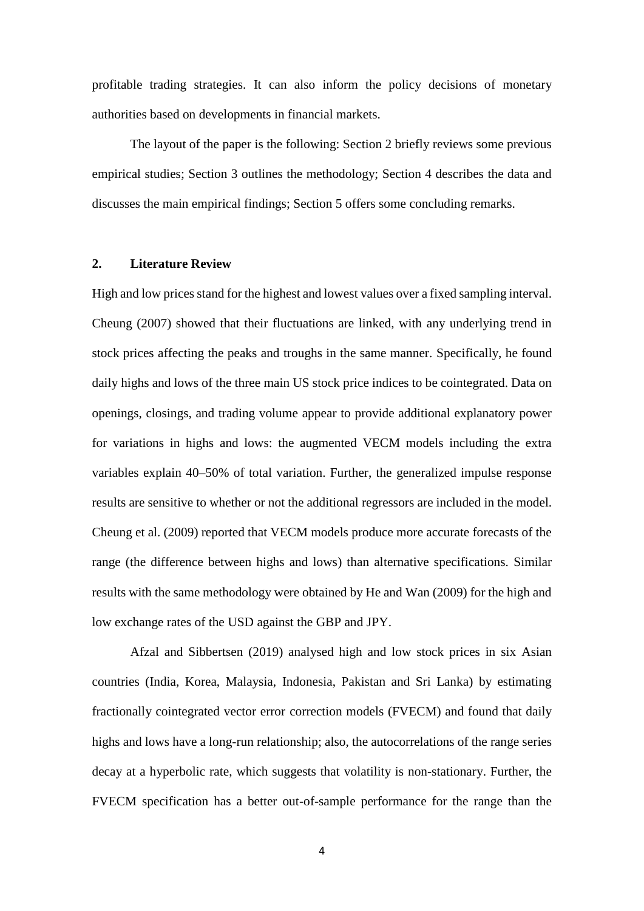profitable trading strategies. It can also inform the policy decisions of monetary authorities based on developments in financial markets.

The layout of the paper is the following: Section 2 briefly reviews some previous empirical studies; Section 3 outlines the methodology; Section 4 describes the data and discusses the main empirical findings; Section 5 offers some concluding remarks.

## 2. Literature Review

High and low prices stand for the highest and lowest values over a fixed sampling interval. Cheung (2007) showed that their fluctuations are linked, with any underlying trend in stock prices affecting the peaks and troughs in the same manner. Specifically, he found daily highs and lows of the three main US stock price indices to be cointegrated. Data on openings, closings, and trading volume appear to provide additional explanatory power for variations in highs and lows: the augmented VECM models including the extra variables explain 40–50% of total variation. Further, the generalized impulse response results are sensitive to whether or not the additional regressors are included in the model. Cheung et al. (2009) reported that VECM models produce more accurate forecasts of the range (the difference between highs and lows) than alternative specifications. Similar results with the same methodology were obtained by He and Wan (2009) for the high and low exchange rates of the USD against the GBP and JPY.

Afzal and Sibbertsen (2019) analysed high and low stock prices in six Asian countries (India, Korea, Malaysia, Indonesia, Pakistan and Sri Lanka) by estimating fractionally cointegrated vector error correction models (FVECM) and found that daily highs and lows have a long-run relationship; also, the autocorrelations of the range series decay at a hyperbolic rate, which suggests that volatility is non-stationary. Further, the FVECM specification has a better out-of-sample performance for the range than the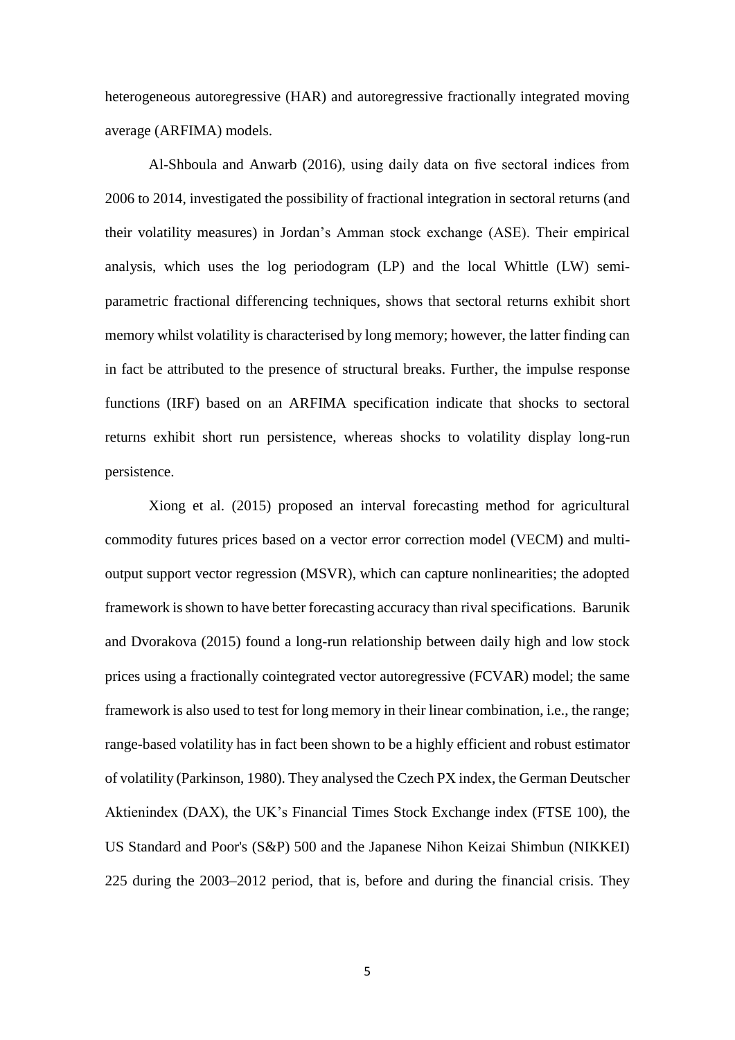heterogeneous autoregressive (HAR) and autoregressive fractionally integrated moving average (ARFIMA) models.

Al-Shboula and Anwarb (2016), using daily data on five sectoral indices from 2006 to 2014, investigated the possibility of fractional integration in sectoral returns (and their volatility measures) in Jordan's Amman stock exchange (ASE). Their empirical analysis, which uses the log periodogram (LP) and the local Whittle (LW) semi-parametric fractional differencing techniques, shows that sectoral returns exhibit short memory whilst volatility is characterised by long memory; however, the latter finding can in fact be attributed to the presence of structural breaks. Further, the impulse response functions (IRF) based on an ARFIMA specification indicate that shocks to sectoral returns exhibit short run persistence, whereas shocks to volatility display long-run persistence.

Xiong et al. (2015) proposed an interval forecasting method for agricultural commodity futures prices based on a vector error correction model (VECM) and multi-output support vector regression (MSVR), which can capture nonlinearities; the adopted framework is shown to have better forecasting accuracy than rival specifications. Barunik and Dvorakova (2015) found a long-run relationship between daily high and low stock prices using a fractionally cointegrated vector autoregressive (FCVAR) model; the same framework is also used to test for long memory in their linear combination, i.e., the range; range-based volatility has in fact been shown to be a highly efficient and robust estimator of volatility (Parkinson, 1980). They analysed the Czech PX index, the German Deutscher Aktienindex (DAX), the UK's Financial Times Stock Exchange index (FTSE 100), the US Standard and Poor's (S&P) 500 and the Japanese Nihon Keizai Shimbun (NIKKEI) 225 during the 2003–2012 period, that is, before and during the financial crisis. They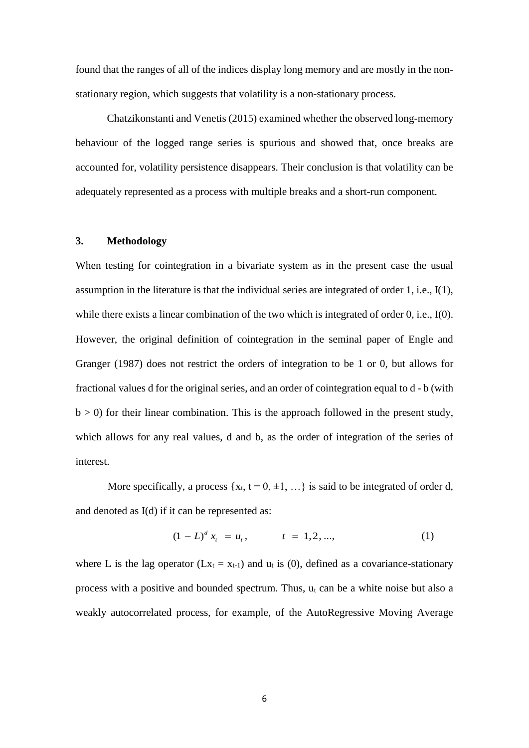found that the ranges of all of the indices display long memory and are mostly in the non-stationary region, which suggests that volatility is a non-stationary process.

Chatzikonstanti and Venetis (2015) examined whether the observed long-memory behaviour of the logged range series is spurious and showed that, once breaks are accounted for, volatility persistence disappears. Their conclusion is that volatility can be adequately represented as a process with multiple breaks and a short-run component.

## 3. Methodology

When testing for cointegration in a bivariate system as in the present case the usual assumption in the literature is that the individual series are integrated of order 1, i.e., I(1), while there exists a linear combination of the two which is integrated of order 0, i.e., I(0). However, the original definition of cointegration in the seminal paper of Engle and Granger (1987) does not restrict the orders of integration to be 1 or 0, but allows for fractional values d for the original series, and an order of cointegration equal to d - b (with $b > 0$) for their linear combination. This is the approach followed in the present study, which allows for any real values, d and b, as the order of integration of the series of interest.

More specifically, a process $\{x_t, t = 0, \pm 1, \ldots\}$ is said to be integrated of order d, and denoted as I(d) if it can be represented as:

$$(1 - L)^d x_t = u_t, \qquad t = 1, 2, \ldots, \tag{1}$$

where L is the lag operator ($Lx_t = x_{t-1}$) and $u_t$ is (0), defined as a covariance-stationary process with a positive and bounded spectrum. Thus, $u_t$ can be a white noise but also a weakly autocorrelated process, for example, of the AutoRegressive Moving Average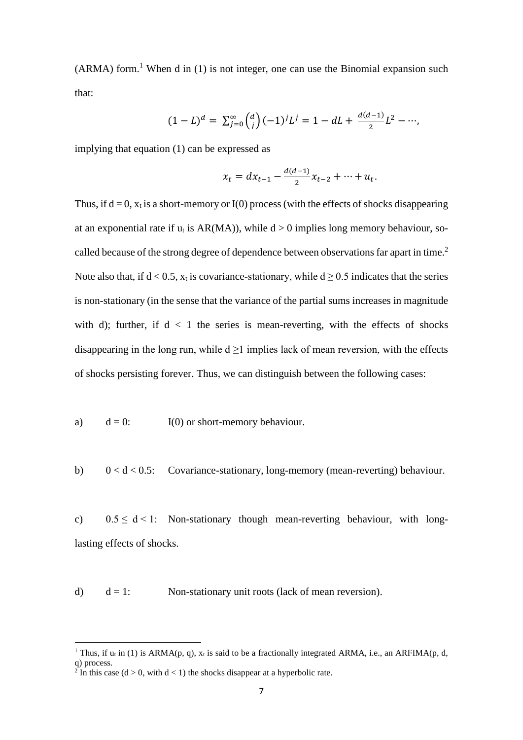(ARMA) form.[1] When d in (1) is not integer, one can use the Binomial expansion such that:

$$(1-L)^d = \sum_{j=0}^{\infty} \binom{d}{j} (-1)^j L^j = 1 - dL + \frac{d(d-1)}{2} L^2 - \cdots,$$

implying that equation (1) can be expressed as

$$x_t = d x_{t-1} - \frac{d(d-1)}{2} x_{t-2} + \cdots + u_t.$$

Thus, if $d = 0$, $x_t$ is a short-memory or I(0) process (with the effects of shocks disappearing at an exponential rate if $u_t$ is AR(MA)), while $d > 0$ implies long memory behaviour, so-called because of the strong degree of dependence between observations far apart in time.[2] Note also that, if $d < 0.5$, $x_t$ is covariance-stationary, while $d \geq 0.5$ indicates that the series is non-stationary (in the sense that the variance of the partial sums increases in magnitude with d); further, if $d < 1$ the series is mean-reverting, with the effects of shocks disappearing in the long run, while $d \geq 1$ implies lack of mean reversion, with the effects of shocks persisting forever. Thus, we can distinguish between the following cases:

a) $d = 0$: I(0) or short-memory behaviour.

b) $0 < d < 0.5$: Covariance-stationary, long-memory (mean-reverting) behaviour.

c) $0.5 \leq d < 1$: Non-stationary though mean-reverting behaviour, with long-lasting effects of shocks.

d) $d = 1$: Non-stationary unit roots (lack of mean reversion).

---

[1] Thus, if $u_t$ in (1) is ARMA(p, q), $x_t$ is said to be a fractionally integrated ARMA, i.e., an ARFIMA(p, d, q) process.

[2] In this case ($d > 0$, with $d < 1$) the shocks disappear at a hyperbolic rate.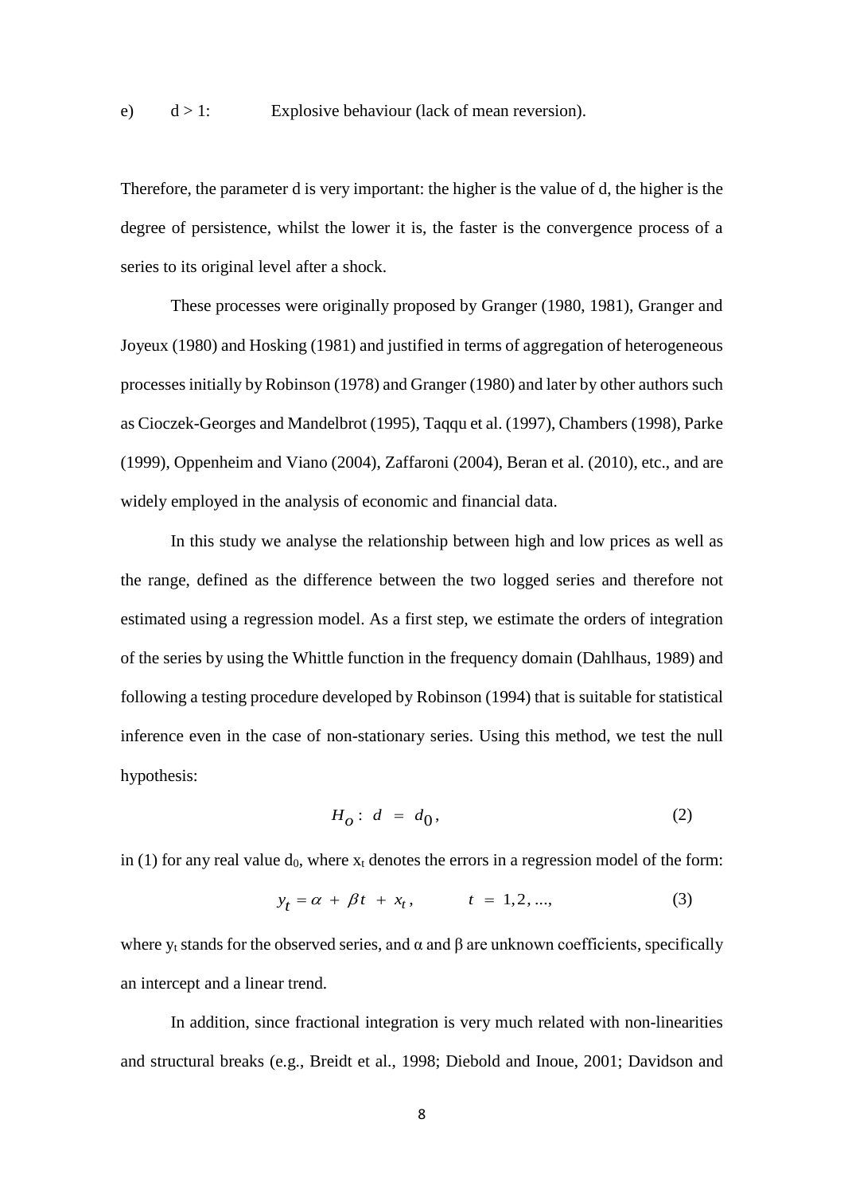e) $d > 1$: Explosive behaviour (lack of mean reversion).

Therefore, the parameter d is very important: the higher is the value of d, the higher is the degree of persistence, whilst the lower it is, the faster is the convergence process of a series to its original level after a shock.

These processes were originally proposed by Granger (1980, 1981), Granger and Joyeux (1980) and Hosking (1981) and justified in terms of aggregation of heterogeneous processes initially by Robinson (1978) and Granger (1980) and later by other authors such as Cioczek-Georges and Mandelbrot (1995), Taqqu et al. (1997), Chambers (1998), Parke (1999), Oppenheim and Viano (2004), Zaffaroni (2004), Beran et al. (2010), etc., and are widely employed in the analysis of economic and financial data.

In this study we analyse the relationship between high and low prices as well as the range, defined as the difference between the two logged series and therefore not estimated using a regression model. As a first step, we estimate the orders of integration of the series by using the Whittle function in the frequency domain (Dahlhaus, 1989) and following a testing procedure developed by Robinson (1994) that is suitable for statistical inference even in the case of non-stationary series. Using this method, we test the null hypothesis:

$$H_o: \; d \; = \; d_0, \tag{2}$$

in (1) for any real value $d_0$, where $x_t$ denotes the errors in a regression model of the form:

$$y_t = \alpha \; + \; \beta t \; + \; x_t, \qquad t \; = \; 1, 2, ..., \tag{3}$$

where $y_t$ stands for the observed series, and $\alpha$ and $\beta$ are unknown coefficients, specifically an intercept and a linear trend.

In addition, since fractional integration is very much related with non-linearities and structural breaks (e.g., Breidt et al., 1998; Diebold and Inoue, 2001; Davidson and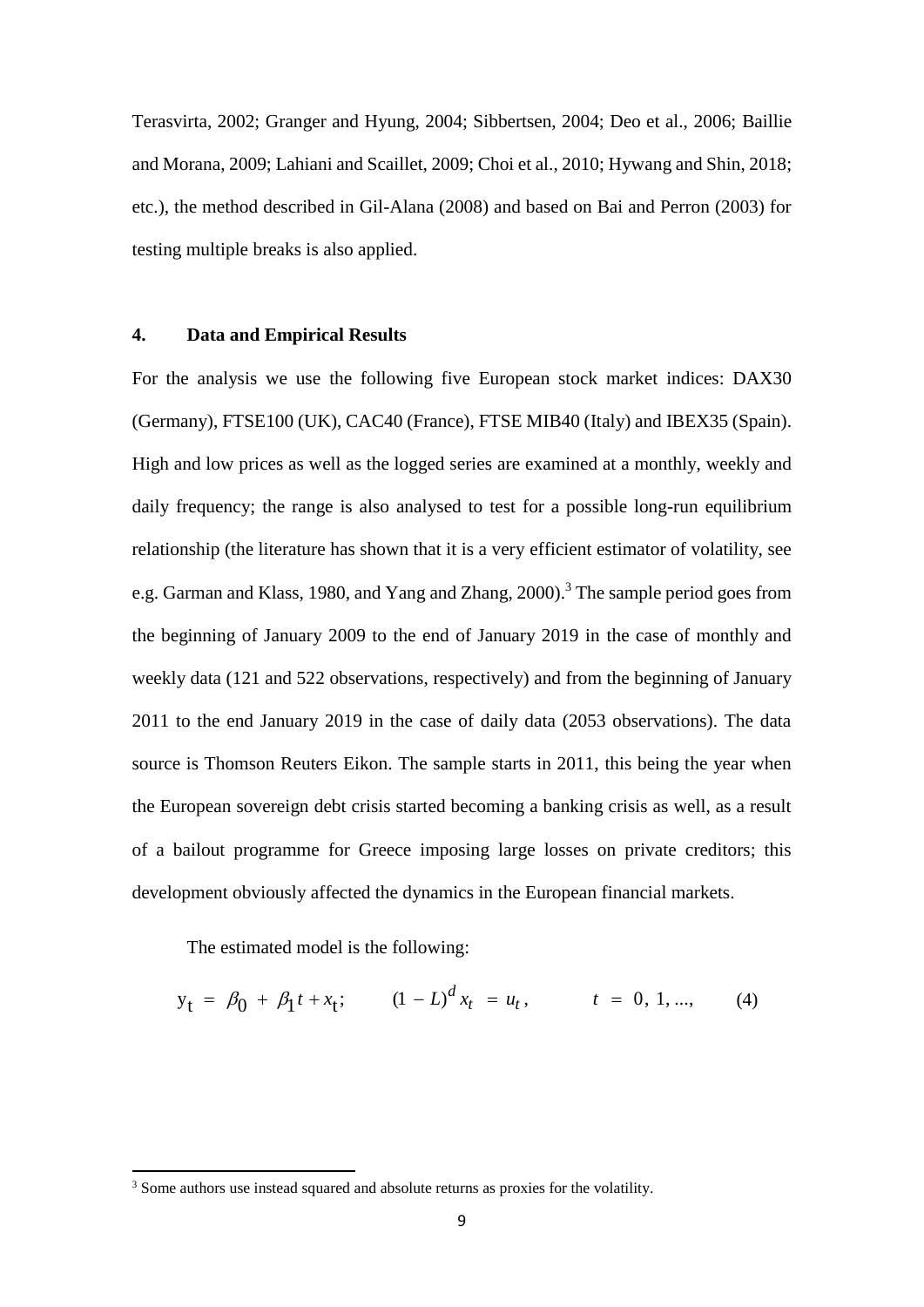Terasvirta, 2002; Granger and Hyung, 2004; Sibbertsen, 2004; Deo et al., 2006; Baillie and Morana, 2009; Lahiani and Scaillet, 2009; Choi et al., 2010; Hywang and Shin, 2018; etc.), the method described in Gil-Alana (2008) and based on Bai and Perron (2003) for testing multiple breaks is also applied.

## 4. Data and Empirical Results

For the analysis we use the following five European stock market indices: DAX30 (Germany), FTSE100 (UK), CAC40 (France), FTSE MIB40 (Italy) and IBEX35 (Spain). High and low prices as well as the logged series are examined at a monthly, weekly and daily frequency; the range is also analysed to test for a possible long-run equilibrium relationship (the literature has shown that it is a very efficient estimator of volatility, see e.g. Garman and Klass, 1980, and Yang and Zhang, 2000).[3] The sample period goes from the beginning of January 2009 to the end of January 2019 in the case of monthly and weekly data (121 and 522 observations, respectively) and from the beginning of January 2011 to the end January 2019 in the case of daily data (2053 observations). The data source is Thomson Reuters Eikon. The sample starts in 2011, this being the year when the European sovereign debt crisis started becoming a banking crisis as well, as a result of a bailout programme for Greece imposing large losses on private creditors; this development obviously affected the dynamics in the European financial markets.

The estimated model is the following:

$$y_t = \beta_0 + \beta_1 t + x_t; \qquad (1 - L)^d x_t = u_t, \qquad t = 0, 1, ..., \qquad (4)$$

[3] Some authors use instead squared and absolute returns as proxies for the volatility.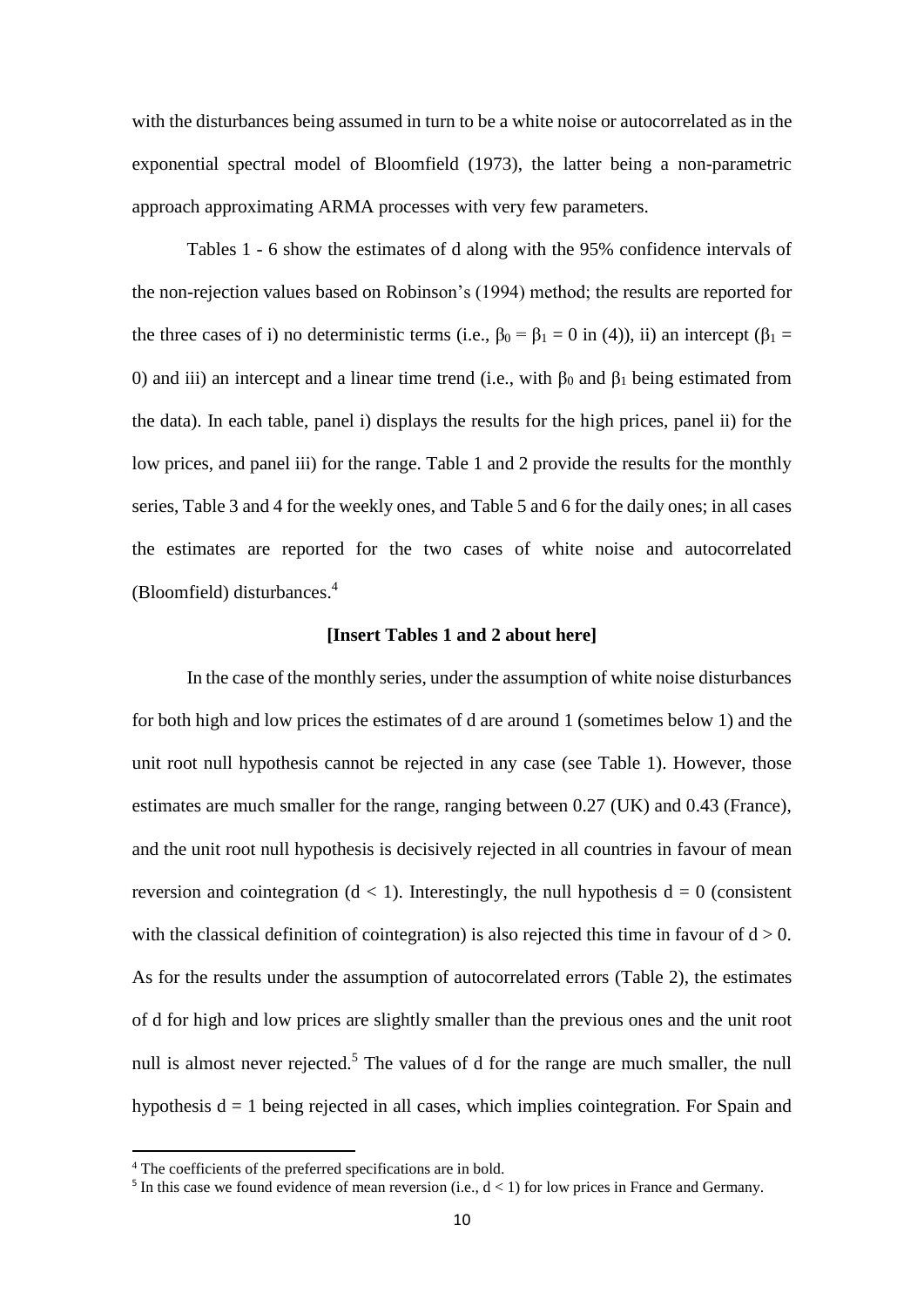with the disturbances being assumed in turn to be a white noise or autocorrelated as in the exponential spectral model of Bloomfield (1973), the latter being a non-parametric approach approximating ARMA processes with very few parameters.

Tables 1 - 6 show the estimates of d along with the 95% confidence intervals of the non-rejection values based on Robinson's (1994) method; the results are reported for the three cases of i) no deterministic terms (i.e., $\beta_0 = \beta_1 = 0$ in (4)), ii) an intercept ($\beta_1 = 0$) and iii) an intercept and a linear time trend (i.e., with $\beta_0$ and $\beta_1$ being estimated from the data). In each table, panel i) displays the results for the high prices, panel ii) for the low prices, and panel iii) for the range. Table 1 and 2 provide the results for the monthly series, Table 3 and 4 for the weekly ones, and Table 5 and 6 for the daily ones; in all cases the estimates are reported for the two cases of white noise and autocorrelated (Bloomfield) disturbances.[4]

**[Insert Tables 1 and 2 about here]**

In the case of the monthly series, under the assumption of white noise disturbances for both high and low prices the estimates of d are around 1 (sometimes below 1) and the unit root null hypothesis cannot be rejected in any case (see Table 1). However, those estimates are much smaller for the range, ranging between 0.27 (UK) and 0.43 (France), and the unit root null hypothesis is decisively rejected in all countries in favour of mean reversion and cointegration ($d < 1$). Interestingly, the null hypothesis $d = 0$ (consistent with the classical definition of cointegration) is also rejected this time in favour of $d > 0$. As for the results under the assumption of autocorrelated errors (Table 2), the estimates of d for high and low prices are slightly smaller than the previous ones and the unit root null is almost never rejected.[5] The values of d for the range are much smaller, the null hypothesis $d = 1$ being rejected in all cases, which implies cointegration. For Spain and

[4] The coefficients of the preferred specifications are in bold.

[5] In this case we found evidence of mean reversion (i.e., $d < 1$) for low prices in France and Germany.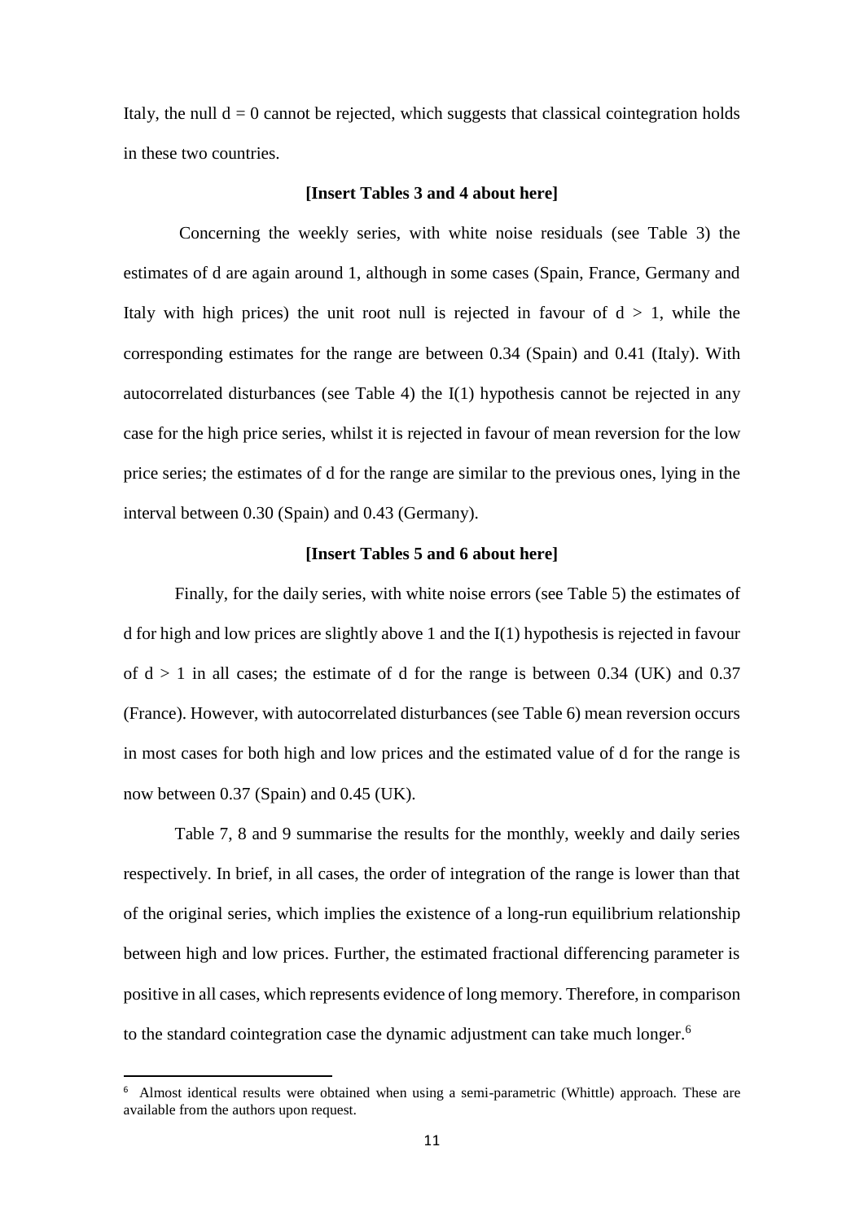Italy, the null $d = 0$ cannot be rejected, which suggests that classical cointegration holds in these two countries.

**[Insert Tables 3 and 4 about here]**

Concerning the weekly series, with white noise residuals (see Table 3) the estimates of d are again around 1, although in some cases (Spain, France, Germany and Italy with high prices) the unit root null is rejected in favour of $d > 1$, while the corresponding estimates for the range are between 0.34 (Spain) and 0.41 (Italy). With autocorrelated disturbances (see Table 4) the I(1) hypothesis cannot be rejected in any case for the high price series, whilst it is rejected in favour of mean reversion for the low price series; the estimates of d for the range are similar to the previous ones, lying in the interval between 0.30 (Spain) and 0.43 (Germany).

**[Insert Tables 5 and 6 about here]**

Finally, for the daily series, with white noise errors (see Table 5) the estimates of d for high and low prices are slightly above 1 and the I(1) hypothesis is rejected in favour of $d > 1$ in all cases; the estimate of d for the range is between 0.34 (UK) and 0.37 (France). However, with autocorrelated disturbances (see Table 6) mean reversion occurs in most cases for both high and low prices and the estimated value of d for the range is now between 0.37 (Spain) and 0.45 (UK).

Table 7, 8 and 9 summarise the results for the monthly, weekly and daily series respectively. In brief, in all cases, the order of integration of the range is lower than that of the original series, which implies the existence of a long-run equilibrium relationship between high and low prices. Further, the estimated fractional differencing parameter is positive in all cases, which represents evidence of long memory. Therefore, in comparison to the standard cointegration case the dynamic adjustment can take much longer.[6]

---

[6] Almost identical results were obtained when using a semi-parametric (Whittle) approach. These are available from the authors upon request.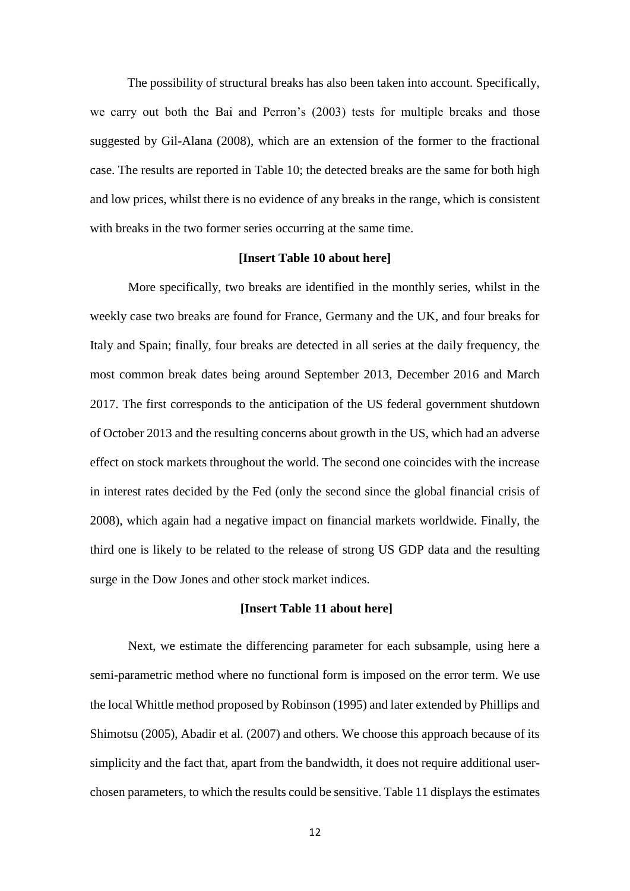The possibility of structural breaks has also been taken into account. Specifically, we carry out both the Bai and Perron's (2003) tests for multiple breaks and those suggested by Gil-Alana (2008), which are an extension of the former to the fractional case. The results are reported in Table 10; the detected breaks are the same for both high and low prices, whilst there is no evidence of any breaks in the range, which is consistent with breaks in the two former series occurring at the same time.

**[Insert Table 10 about here]**

More specifically, two breaks are identified in the monthly series, whilst in the weekly case two breaks are found for France, Germany and the UK, and four breaks for Italy and Spain; finally, four breaks are detected in all series at the daily frequency, the most common break dates being around September 2013, December 2016 and March 2017. The first corresponds to the anticipation of the US federal government shutdown of October 2013 and the resulting concerns about growth in the US, which had an adverse effect on stock markets throughout the world. The second one coincides with the increase in interest rates decided by the Fed (only the second since the global financial crisis of 2008), which again had a negative impact on financial markets worldwide. Finally, the third one is likely to be related to the release of strong US GDP data and the resulting surge in the Dow Jones and other stock market indices.

**[Insert Table 11 about here]**

Next, we estimate the differencing parameter for each subsample, using here a semi-parametric method where no functional form is imposed on the error term. We use the local Whittle method proposed by Robinson (1995) and later extended by Phillips and Shimotsu (2005), Abadir et al. (2007) and others. We choose this approach because of its simplicity and the fact that, apart from the bandwidth, it does not require additional user-chosen parameters, to which the results could be sensitive. Table 11 displays the estimates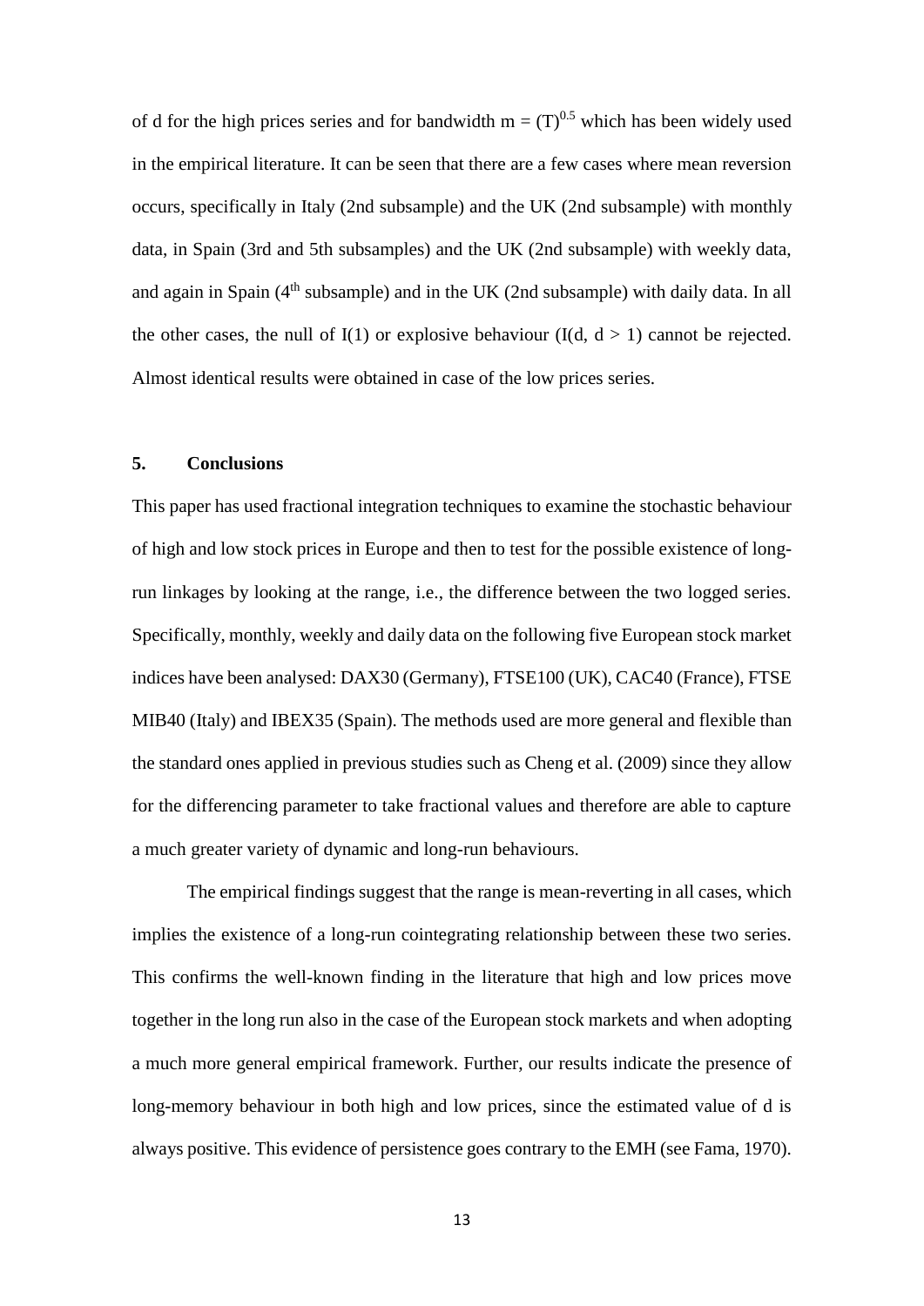of d for the high prices series and for bandwidth $m = (T)^{0.5}$ which has been widely used in the empirical literature. It can be seen that there are a few cases where mean reversion occurs, specifically in Italy (2nd subsample) and the UK (2nd subsample) with monthly data, in Spain (3rd and 5th subsamples) and the UK (2nd subsample) with weekly data, and again in Spain (4th subsample) and in the UK (2nd subsample) with daily data. In all the other cases, the null of I(1) or explosive behaviour (I(d, $d > 1$) cannot be rejected. Almost identical results were obtained in case of the low prices series.

## 5. Conclusions

This paper has used fractional integration techniques to examine the stochastic behaviour of high and low stock prices in Europe and then to test for the possible existence of long-run linkages by looking at the range, i.e., the difference between the two logged series. Specifically, monthly, weekly and daily data on the following five European stock market indices have been analysed: DAX30 (Germany), FTSE100 (UK), CAC40 (France), FTSE MIB40 (Italy) and IBEX35 (Spain). The methods used are more general and flexible than the standard ones applied in previous studies such as Cheng et al. (2009) since they allow for the differencing parameter to take fractional values and therefore are able to capture a much greater variety of dynamic and long-run behaviours.

The empirical findings suggest that the range is mean-reverting in all cases, which implies the existence of a long-run cointegrating relationship between these two series. This confirms the well-known finding in the literature that high and low prices move together in the long run also in the case of the European stock markets and when adopting a much more general empirical framework. Further, our results indicate the presence of long-memory behaviour in both high and low prices, since the estimated value of d is always positive. This evidence of persistence goes contrary to the EMH (see Fama, 1970).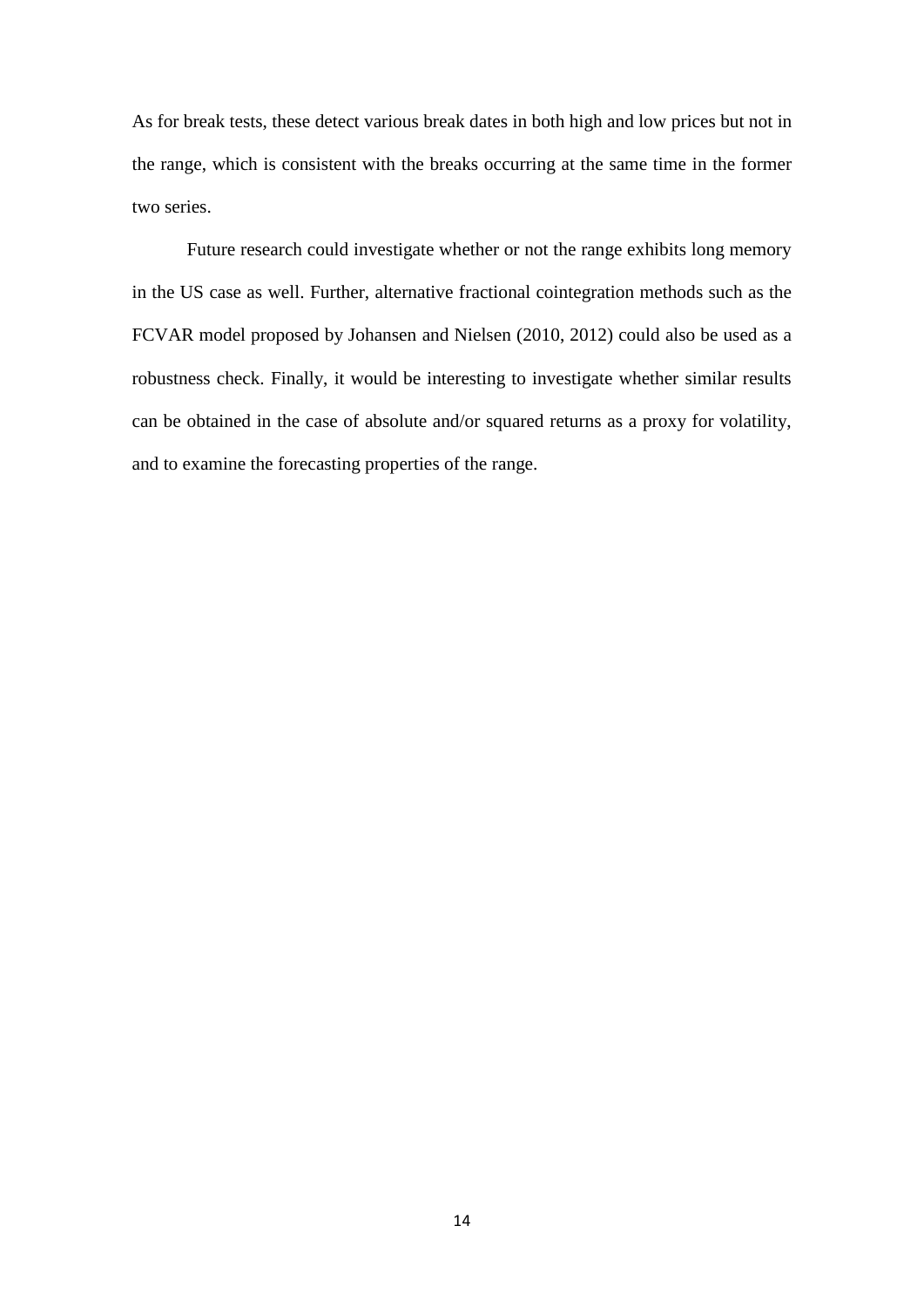As for break tests, these detect various break dates in both high and low prices but not in the range, which is consistent with the breaks occurring at the same time in the former two series.

Future research could investigate whether or not the range exhibits long memory in the US case as well. Further, alternative fractional cointegration methods such as the FCVAR model proposed by Johansen and Nielsen (2010, 2012) could also be used as a robustness check. Finally, it would be interesting to investigate whether similar results can be obtained in the case of absolute and/or squared returns as a proxy for volatility, and to examine the forecasting properties of the range.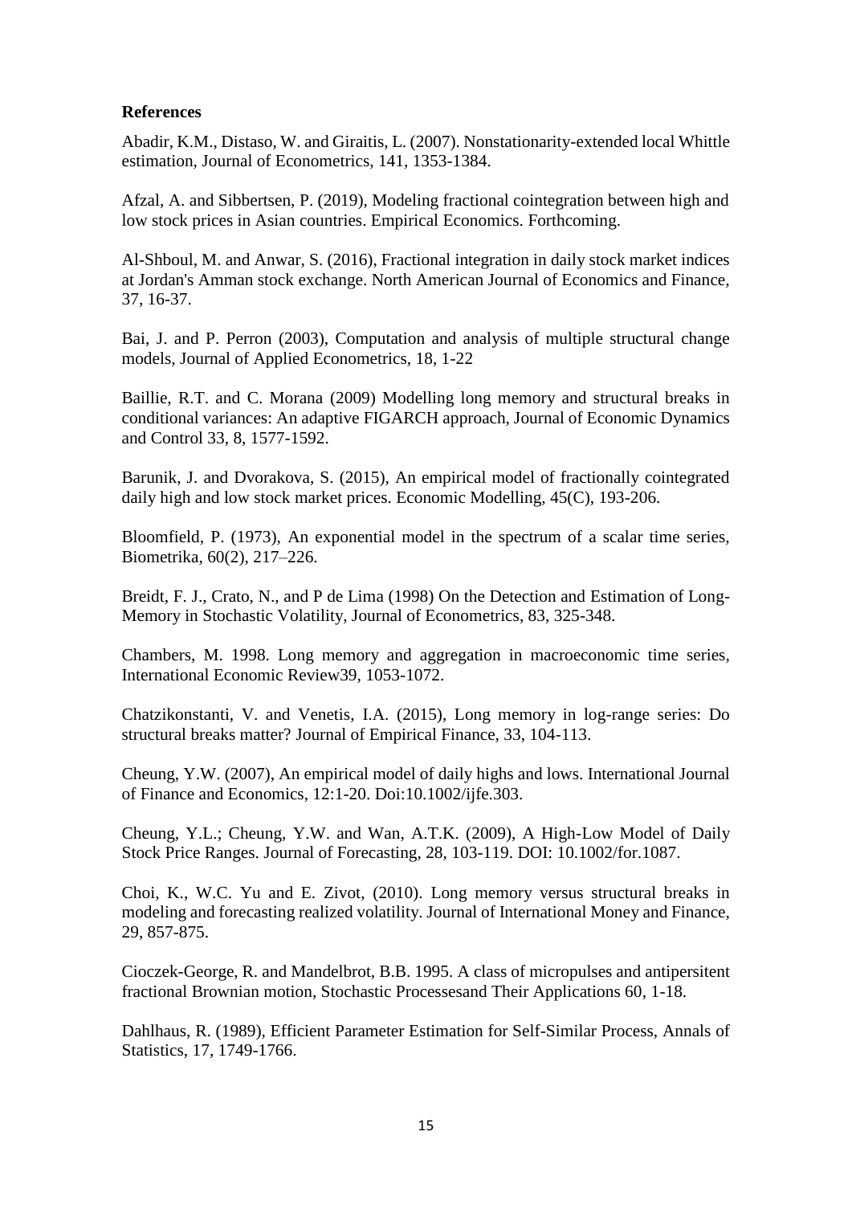**References**

Abadir, K.M., Distaso, W. and Giraitis, L. (2007). Nonstationarity-extended local Whittle estimation, Journal of Econometrics, 141, 1353-1384.

Afzal, A. and Sibbertsen, P. (2019), Modeling fractional cointegration between high and low stock prices in Asian countries. Empirical Economics. Forthcoming.

Al-Shboul, M. and Anwar, S. (2016), Fractional integration in daily stock market indices at Jordan's Amman stock exchange. North American Journal of Economics and Finance, 37, 16-37.

Bai, J. and P. Perron (2003), Computation and analysis of multiple structural change models, Journal of Applied Econometrics, 18, 1-22

Baillie, R.T. and C. Morana (2009) Modelling long memory and structural breaks in conditional variances: An adaptive FIGARCH approach, Journal of Economic Dynamics and Control 33, 8, 1577-1592.

Barunik, J. and Dvorakova, S. (2015), An empirical model of fractionally cointegrated daily high and low stock market prices. Economic Modelling, 45(C), 193-206.

Bloomfield, P. (1973), An exponential model in the spectrum of a scalar time series, Biometrika, 60(2), 217–226.

Breidt, F. J., Crato, N., and P de Lima (1998) On the Detection and Estimation of Long-Memory in Stochastic Volatility, Journal of Econometrics, 83, 325-348.

Chambers, M. 1998. Long memory and aggregation in macroeconomic time series, International Economic Review39, 1053-1072.

Chatzikonstanti, V. and Venetis, I.A. (2015), Long memory in log-range series: Do structural breaks matter? Journal of Empirical Finance, 33, 104-113.

Cheung, Y.W. (2007), An empirical model of daily highs and lows. International Journal of Finance and Economics, 12:1-20. Doi:10.1002/ijfe.303.

Cheung, Y.L.; Cheung, Y.W. and Wan, A.T.K. (2009), A High-Low Model of Daily Stock Price Ranges. Journal of Forecasting, 28, 103-119. DOI: 10.1002/for.1087.

Choi, K., W.C. Yu and E. Zivot, (2010). Long memory versus structural breaks in modeling and forecasting realized volatility. Journal of International Money and Finance, 29, 857-875.

Cioczek-George, R. and Mandelbrot, B.B. 1995. A class of micropulses and antipersitent fractional Brownian motion, Stochastic Processesand Their Applications 60, 1-18.

Dahlhaus, R. (1989), Efficient Parameter Estimation for Self-Similar Process, Annals of Statistics, 17, 1749-1766.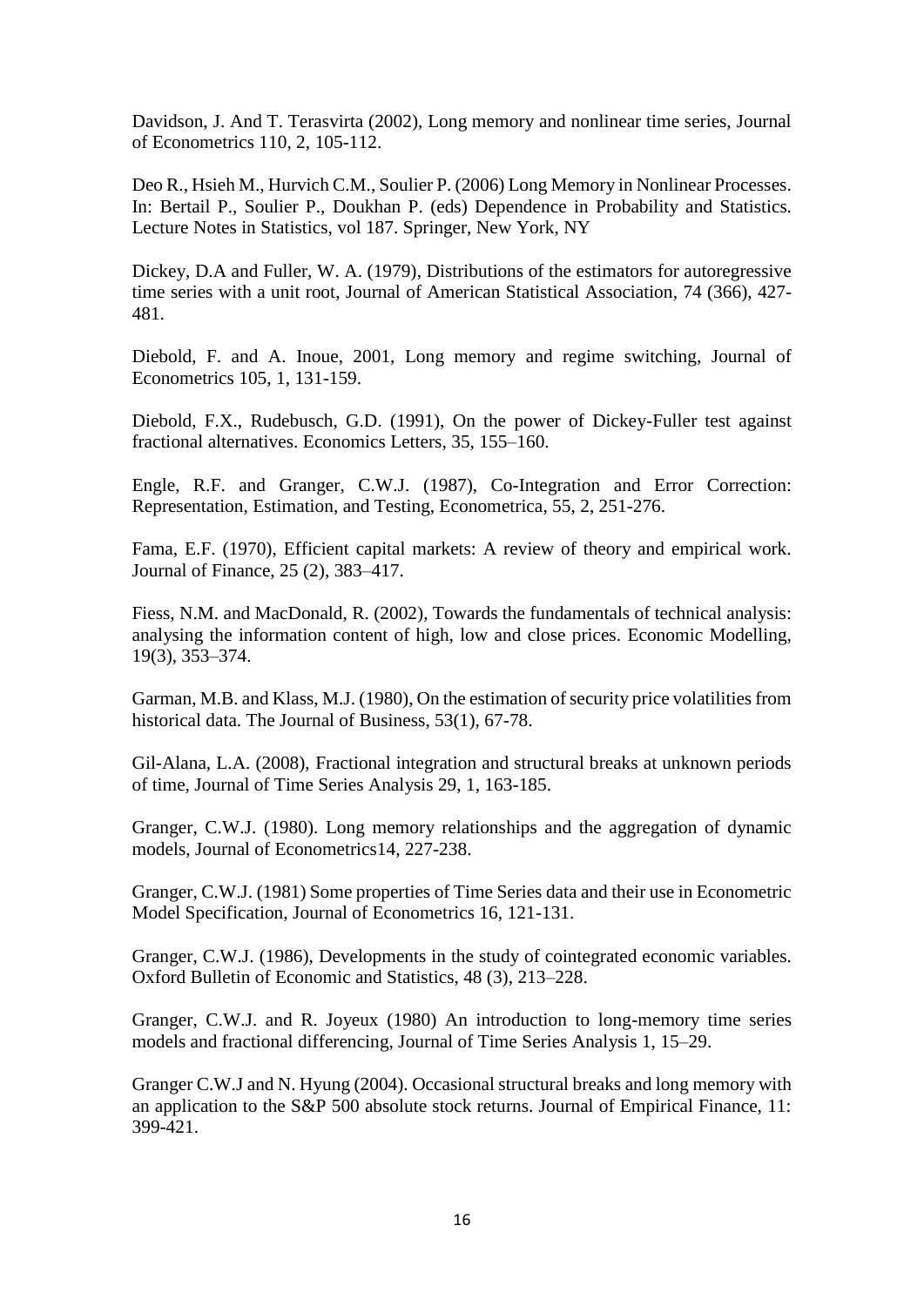Davidson, J. And T. Terasvirta (2002), Long memory and nonlinear time series, Journal of Econometrics 110, 2, 105-112.

Deo R., Hsieh M., Hurvich C.M., Soulier P. (2006) Long Memory in Nonlinear Processes. In: Bertail P., Soulier P., Doukhan P. (eds) Dependence in Probability and Statistics. Lecture Notes in Statistics, vol 187. Springer, New York, NY

Dickey, D.A and Fuller, W. A. (1979), Distributions of the estimators for autoregressive time series with a unit root, Journal of American Statistical Association, 74 (366), 427-481.

Diebold, F. and A. Inoue, 2001, Long memory and regime switching, Journal of Econometrics 105, 1, 131-159.

Diebold, F.X., Rudebusch, G.D. (1991), On the power of Dickey-Fuller test against fractional alternatives. Economics Letters, 35, 155–160.

Engle, R.F. and Granger, C.W.J. (1987), Co-Integration and Error Correction: Representation, Estimation, and Testing, Econometrica, 55, 2, 251-276.

Fama, E.F. (1970), Efficient capital markets: A review of theory and empirical work. Journal of Finance, 25 (2), 383–417.

Fiess, N.M. and MacDonald, R. (2002), Towards the fundamentals of technical analysis: analysing the information content of high, low and close prices. Economic Modelling, 19(3), 353–374.

Garman, M.B. and Klass, M.J. (1980), On the estimation of security price volatilities from historical data. The Journal of Business, 53(1), 67-78.

Gil-Alana, L.A. (2008), Fractional integration and structural breaks at unknown periods of time, Journal of Time Series Analysis 29, 1, 163-185.

Granger, C.W.J. (1980). Long memory relationships and the aggregation of dynamic models, Journal of Econometrics14, 227-238.

Granger, C.W.J. (1981) Some properties of Time Series data and their use in Econometric Model Specification, Journal of Econometrics 16, 121-131.

Granger, C.W.J. (1986), Developments in the study of cointegrated economic variables. Oxford Bulletin of Economic and Statistics, 48 (3), 213–228.

Granger, C.W.J. and R. Joyeux (1980) An introduction to long-memory time series models and fractional differencing, Journal of Time Series Analysis 1, 15–29.

Granger C.W.J and N. Hyung (2004). Occasional structural breaks and long memory with an application to the S&P 500 absolute stock returns. Journal of Empirical Finance, 11: 399-421.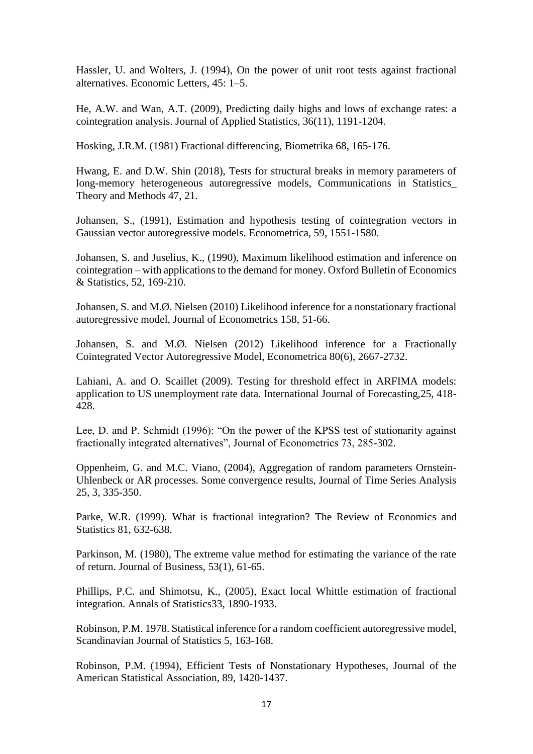Hassler, U. and Wolters, J. (1994), On the power of unit root tests against fractional alternatives. Economic Letters, 45: 1–5.

He, A.W. and Wan, A.T. (2009), Predicting daily highs and lows of exchange rates: a cointegration analysis. Journal of Applied Statistics, 36(11), 1191-1204.

Hosking, J.R.M. (1981) Fractional differencing, Biometrika 68, 165-176.

Hwang, E. and D.W. Shin (2018), Tests for structural breaks in memory parameters of long-memory heterogeneous autoregressive models, Communications in Statistics_ Theory and Methods 47, 21.

Johansen, S., (1991), Estimation and hypothesis testing of cointegration vectors in Gaussian vector autoregressive models. Econometrica, 59, 1551-1580.

Johansen, S. and Juselius, K., (1990), Maximum likelihood estimation and inference on cointegration – with applications to the demand for money. Oxford Bulletin of Economics & Statistics, 52, 169-210.

Johansen, S. and M.Ø. Nielsen (2010) Likelihood inference for a nonstationary fractional autoregressive model, Journal of Econometrics 158, 51-66.

Johansen, S. and M.Ø. Nielsen (2012) Likelihood inference for a Fractionally Cointegrated Vector Autoregressive Model, Econometrica 80(6), 2667-2732.

Lahiani, A. and O. Scaillet (2009). Testing for threshold effect in ARFIMA models: application to US unemployment rate data. International Journal of Forecasting,25, 418-428.

Lee, D. and P. Schmidt (1996): "On the power of the KPSS test of stationarity against fractionally integrated alternatives", Journal of Econometrics 73, 285-302.

Oppenheim, G. and M.C. Viano, (2004), Aggregation of random parameters Ornstein-Uhlenbeck or AR processes. Some convergence results, Journal of Time Series Analysis 25, 3, 335-350.

Parke, W.R. (1999). What is fractional integration? The Review of Economics and Statistics 81, 632-638.

Parkinson, M. (1980), The extreme value method for estimating the variance of the rate of return. Journal of Business, 53(1), 61-65.

Phillips, P.C. and Shimotsu, K., (2005), Exact local Whittle estimation of fractional integration. Annals of Statistics33, 1890-1933.

Robinson, P.M. 1978. Statistical inference for a random coefficient autoregressive model, Scandinavian Journal of Statistics 5, 163-168.

Robinson, P.M. (1994), Efficient Tests of Nonstationary Hypotheses, Journal of the American Statistical Association, 89, 1420-1437.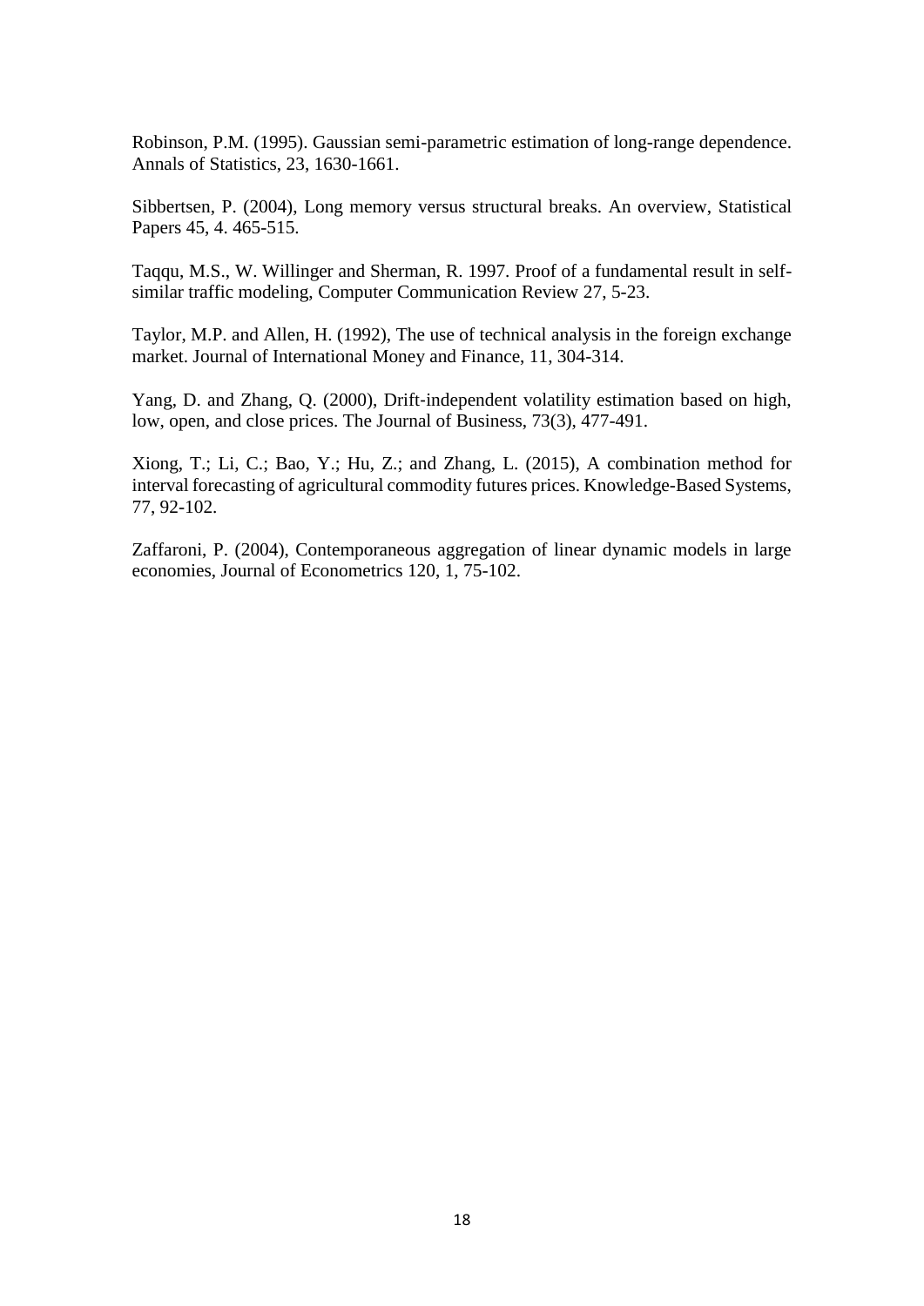Robinson, P.M. (1995). Gaussian semi-parametric estimation of long-range dependence. Annals of Statistics, 23, 1630-1661.

Sibbertsen, P. (2004), Long memory versus structural breaks. An overview, Statistical Papers 45, 4. 465-515.

Taqqu, M.S., W. Willinger and Sherman, R. 1997. Proof of a fundamental result in self-similar traffic modeling, Computer Communication Review 27, 5-23.

Taylor, M.P. and Allen, H. (1992), The use of technical analysis in the foreign exchange market. Journal of International Money and Finance, 11, 304-314.

Yang, D. and Zhang, Q. (2000), Drift-independent volatility estimation based on high, low, open, and close prices. The Journal of Business, 73(3), 477-491.

Xiong, T.; Li, C.; Bao, Y.; Hu, Z.; and Zhang, L. (2015), A combination method for interval forecasting of agricultural commodity futures prices. Knowledge-Based Systems, 77, 92-102.

Zaffaroni, P. (2004), Contemporaneous aggregation of linear dynamic models in large economies, Journal of Econometrics 120, 1, 75-102.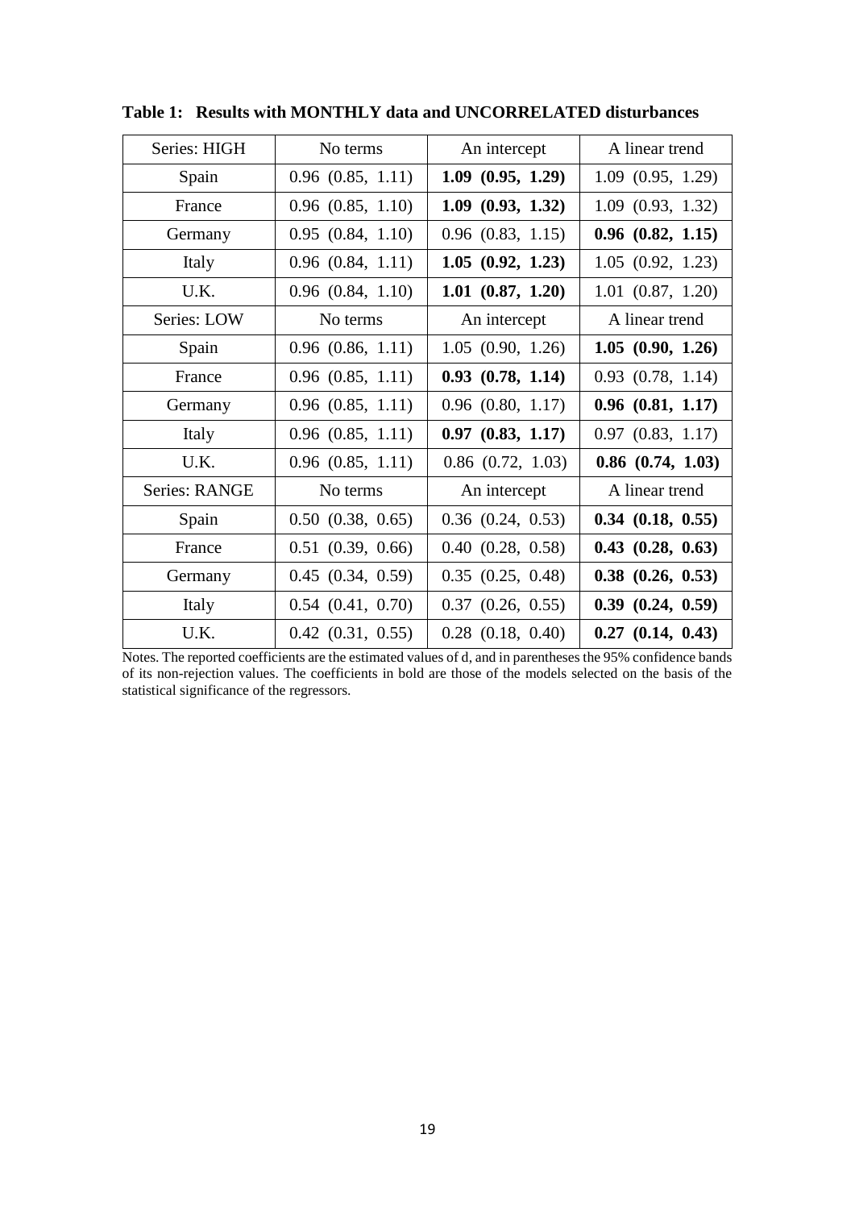**Table 1: Results with MONTHLY data and UNCORRELATED disturbances**

| Series: HIGH | No terms | An intercept | A linear trend |
|---|---|---|---|
| Spain | 0.96 (0.85, 1.11) | **1.09 (0.95, 1.29)** | 1.09 (0.95, 1.29) |
| France | 0.96 (0.85, 1.10) | **1.09 (0.93, 1.32)** | 1.09 (0.93, 1.32) |
| Germany | 0.95 (0.84, 1.10) | 0.96 (0.83, 1.15) | **0.96 (0.82, 1.15)** |
| Italy | 0.96 (0.84, 1.11) | **1.05 (0.92, 1.23)** | 1.05 (0.92, 1.23) |
| U.K. | 0.96 (0.84, 1.10) | **1.01 (0.87, 1.20)** | 1.01 (0.87, 1.20) |
| Series: LOW | No terms | An intercept | A linear trend |
| Spain | 0.96 (0.86, 1.11) | 1.05 (0.90, 1.26) | **1.05 (0.90, 1.26)** |
| France | 0.96 (0.85, 1.11) | **0.93 (0.78, 1.14)** | 0.93 (0.78, 1.14) |
| Germany | 0.96 (0.85, 1.11) | 0.96 (0.80, 1.17) | **0.96 (0.81, 1.17)** |
| Italy | 0.96 (0.85, 1.11) | **0.97 (0.83, 1.17)** | 0.97 (0.83, 1.17) |
| U.K. | 0.96 (0.85, 1.11) | 0.86 (0.72, 1.03) | **0.86 (0.74, 1.03)** |
| Series: RANGE | No terms | An intercept | A linear trend |
| Spain | 0.50 (0.38, 0.65) | 0.36 (0.24, 0.53) | **0.34 (0.18, 0.55)** |
| France | 0.51 (0.39, 0.66) | 0.40 (0.28, 0.58) | **0.43 (0.28, 0.63)** |
| Germany | 0.45 (0.34, 0.59) | 0.35 (0.25, 0.48) | **0.38 (0.26, 0.53)** |
| Italy | 0.54 (0.41, 0.70) | 0.37 (0.26, 0.55) | **0.39 (0.24, 0.59)** |
| U.K. | 0.42 (0.31, 0.55) | 0.28 (0.18, 0.40) | **0.27 (0.14, 0.43)** |

Notes. The reported coefficients are the estimated values of d, and in parentheses the 95% confidence bands of its non-rejection values. The coefficients in bold are those of the models selected on the basis of the statistical significance of the regressors.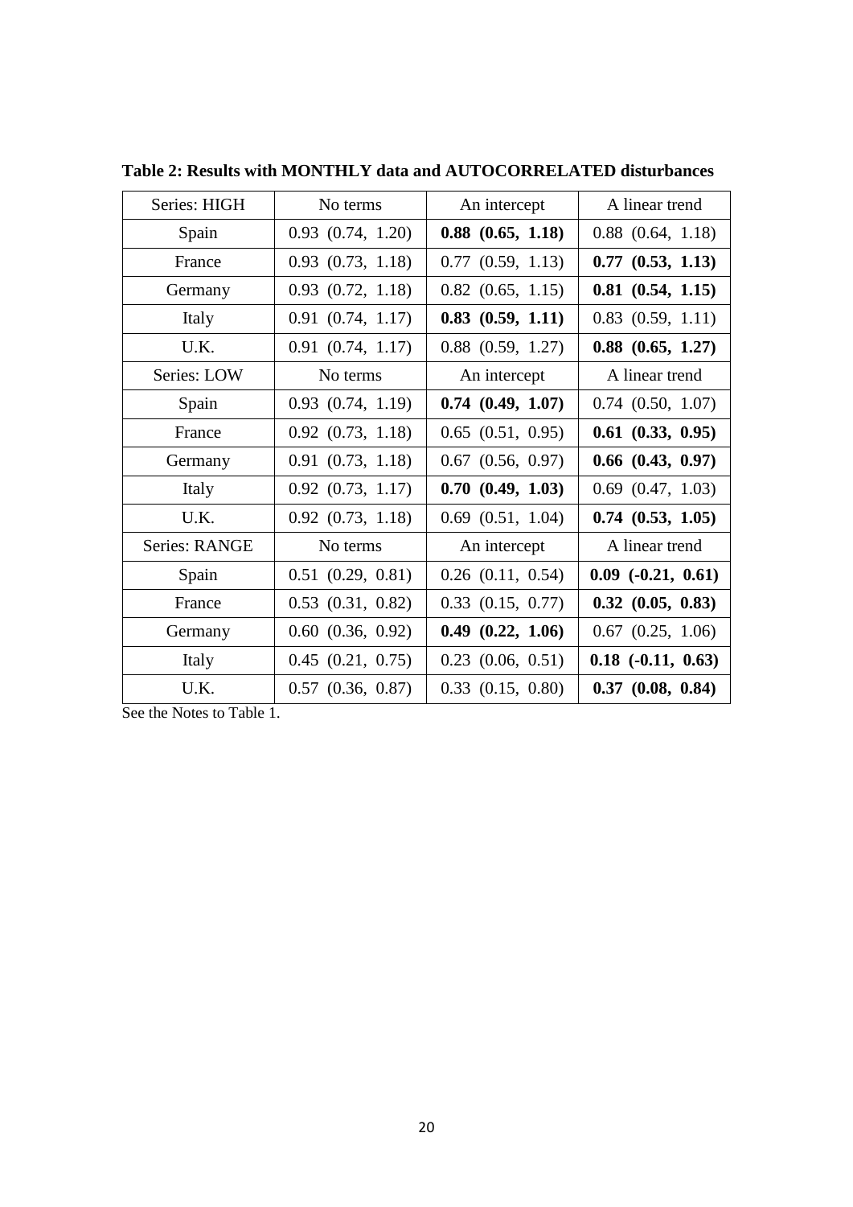**Table 2: Results with MONTHLY data and AUTOCORRELATED disturbances**

| Series: HIGH | No terms | An intercept | A linear trend |
|---|---|---|---|
| Spain | 0.93 (0.74, 1.20) | **0.88 (0.65, 1.18)** | 0.88 (0.64, 1.18) |
| France | 0.93 (0.73, 1.18) | 0.77 (0.59, 1.13) | **0.77 (0.53, 1.13)** |
| Germany | 0.93 (0.72, 1.18) | 0.82 (0.65, 1.15) | **0.81 (0.54, 1.15)** |
| Italy | 0.91 (0.74, 1.17) | **0.83 (0.59, 1.11)** | 0.83 (0.59, 1.11) |
| U.K. | 0.91 (0.74, 1.17) | 0.88 (0.59, 1.27) | **0.88 (0.65, 1.27)** |
| Series: LOW | No terms | An intercept | A linear trend |
| Spain | 0.93 (0.74, 1.19) | **0.74 (0.49, 1.07)** | 0.74 (0.50, 1.07) |
| France | 0.92 (0.73, 1.18) | 0.65 (0.51, 0.95) | **0.61 (0.33, 0.95)** |
| Germany | 0.91 (0.73, 1.18) | 0.67 (0.56, 0.97) | **0.66 (0.43, 0.97)** |
| Italy | 0.92 (0.73, 1.17) | **0.70 (0.49, 1.03)** | 0.69 (0.47, 1.03) |
| U.K. | 0.92 (0.73, 1.18) | 0.69 (0.51, 1.04) | **0.74 (0.53, 1.05)** |
| Series: RANGE | No terms | An intercept | A linear trend |
| Spain | 0.51 (0.29, 0.81) | 0.26 (0.11, 0.54) | **0.09 (-0.21, 0.61)** |
| France | 0.53 (0.31, 0.82) | 0.33 (0.15, 0.77) | **0.32 (0.05, 0.83)** |
| Germany | 0.60 (0.36, 0.92) | **0.49 (0.22, 1.06)** | 0.67 (0.25, 1.06) |
| Italy | 0.45 (0.21, 0.75) | 0.23 (0.06, 0.51) | **0.18 (-0.11, 0.63)** |
| U.K. | 0.57 (0.36, 0.87) | 0.33 (0.15, 0.80) | **0.37 (0.08, 0.84)** |

See the Notes to Table 1.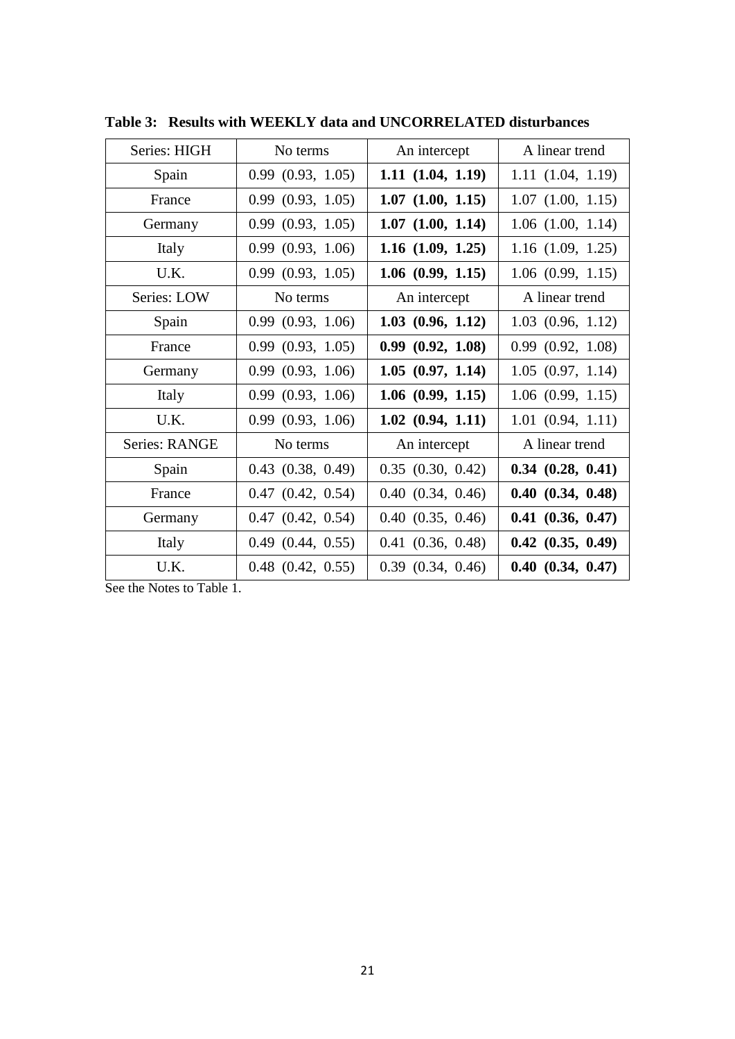**Table 3: Results with WEEKLY data and UNCORRELATED disturbances**

| Series: HIGH | No terms | An intercept | A linear trend |
|---|---|---|---|
| Spain | 0.99 (0.93, 1.05) | **1.11 (1.04, 1.19)** | 1.11 (1.04, 1.19) |
| France | 0.99 (0.93, 1.05) | **1.07 (1.00, 1.15)** | 1.07 (1.00, 1.15) |
| Germany | 0.99 (0.93, 1.05) | **1.07 (1.00, 1.14)** | 1.06 (1.00, 1.14) |
| Italy | 0.99 (0.93, 1.06) | **1.16 (1.09, 1.25)** | 1.16 (1.09, 1.25) |
| U.K. | 0.99 (0.93, 1.05) | **1.06 (0.99, 1.15)** | 1.06 (0.99, 1.15) |
| Series: LOW | No terms | An intercept | A linear trend |
| Spain | 0.99 (0.93, 1.06) | **1.03 (0.96, 1.12)** | 1.03 (0.96, 1.12) |
| France | 0.99 (0.93, 1.05) | **0.99 (0.92, 1.08)** | 0.99 (0.92, 1.08) |
| Germany | 0.99 (0.93, 1.06) | **1.05 (0.97, 1.14)** | 1.05 (0.97, 1.14) |
| Italy | 0.99 (0.93, 1.06) | **1.06 (0.99, 1.15)** | 1.06 (0.99, 1.15) |
| U.K. | 0.99 (0.93, 1.06) | **1.02 (0.94, 1.11)** | 1.01 (0.94, 1.11) |
| Series: RANGE | No terms | An intercept | A linear trend |
| Spain | 0.43 (0.38, 0.49) | 0.35 (0.30, 0.42) | **0.34 (0.28, 0.41)** |
| France | 0.47 (0.42, 0.54) | 0.40 (0.34, 0.46) | **0.40 (0.34, 0.48)** |
| Germany | 0.47 (0.42, 0.54) | 0.40 (0.35, 0.46) | **0.41 (0.36, 0.47)** |
| Italy | 0.49 (0.44, 0.55) | 0.41 (0.36, 0.48) | **0.42 (0.35, 0.49)** |
| U.K. | 0.48 (0.42, 0.55) | 0.39 (0.34, 0.46) | **0.40 (0.34, 0.47)** |

See the Notes to Table 1.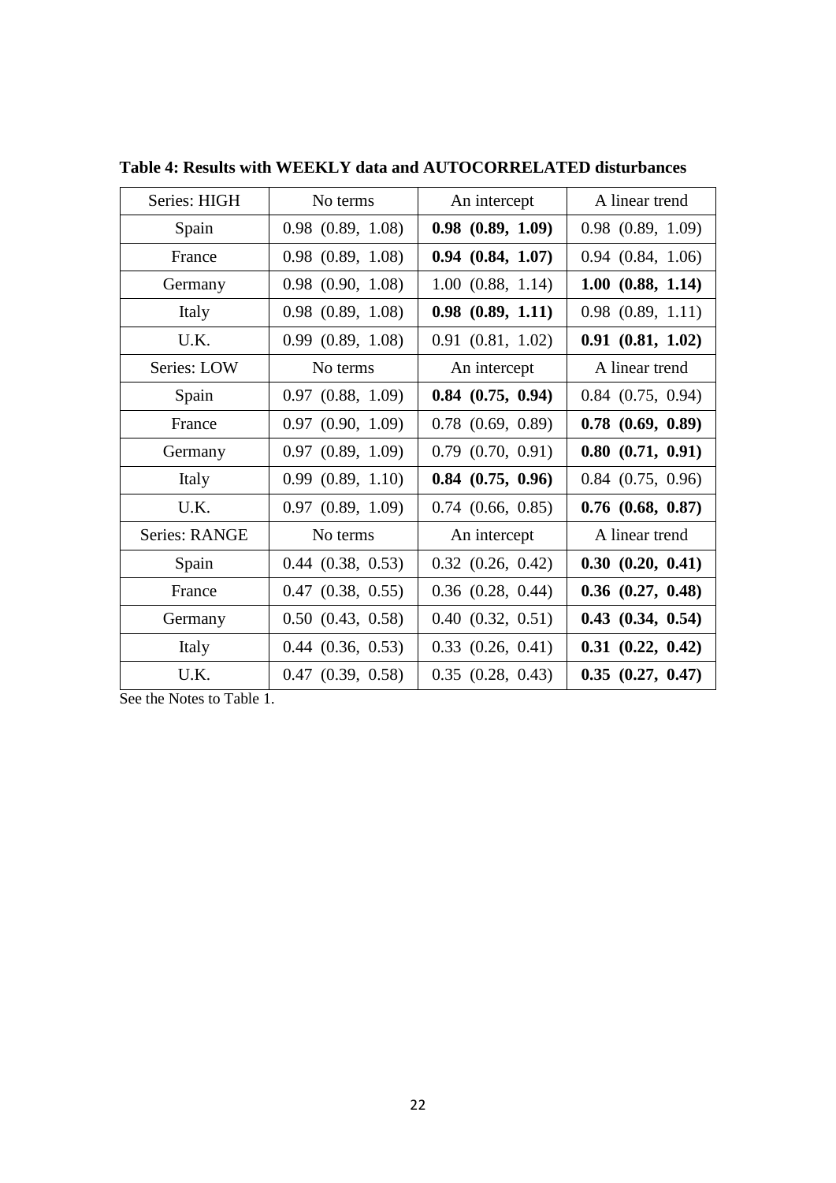**Table 4: Results with WEEKLY data and AUTOCORRELATED disturbances**

| Series: HIGH | No terms | An intercept | A linear trend |
|---|---|---|---|
| Spain | 0.98 (0.89, 1.08) | **0.98 (0.89, 1.09)** | 0.98 (0.89, 1.09) |
| France | 0.98 (0.89, 1.08) | **0.94 (0.84, 1.07)** | 0.94 (0.84, 1.06) |
| Germany | 0.98 (0.90, 1.08) | 1.00 (0.88, 1.14) | **1.00 (0.88, 1.14)** |
| Italy | 0.98 (0.89, 1.08) | **0.98 (0.89, 1.11)** | 0.98 (0.89, 1.11) |
| U.K. | 0.99 (0.89, 1.08) | 0.91 (0.81, 1.02) | **0.91 (0.81, 1.02)** |
| Series: LOW | No terms | An intercept | A linear trend |
| Spain | 0.97 (0.88, 1.09) | **0.84 (0.75, 0.94)** | 0.84 (0.75, 0.94) |
| France | 0.97 (0.90, 1.09) | 0.78 (0.69, 0.89) | **0.78 (0.69, 0.89)** |
| Germany | 0.97 (0.89, 1.09) | 0.79 (0.70, 0.91) | **0.80 (0.71, 0.91)** |
| Italy | 0.99 (0.89, 1.10) | **0.84 (0.75, 0.96)** | 0.84 (0.75, 0.96) |
| U.K. | 0.97 (0.89, 1.09) | 0.74 (0.66, 0.85) | **0.76 (0.68, 0.87)** |
| Series: RANGE | No terms | An intercept | A linear trend |
| Spain | 0.44 (0.38, 0.53) | 0.32 (0.26, 0.42) | **0.30 (0.20, 0.41)** |
| France | 0.47 (0.38, 0.55) | 0.36 (0.28, 0.44) | **0.36 (0.27, 0.48)** |
| Germany | 0.50 (0.43, 0.58) | 0.40 (0.32, 0.51) | **0.43 (0.34, 0.54)** |
| Italy | 0.44 (0.36, 0.53) | 0.33 (0.26, 0.41) | **0.31 (0.22, 0.42)** |
| U.K. | 0.47 (0.39, 0.58) | 0.35 (0.28, 0.43) | **0.35 (0.27, 0.47)** |

See the Notes to Table 1.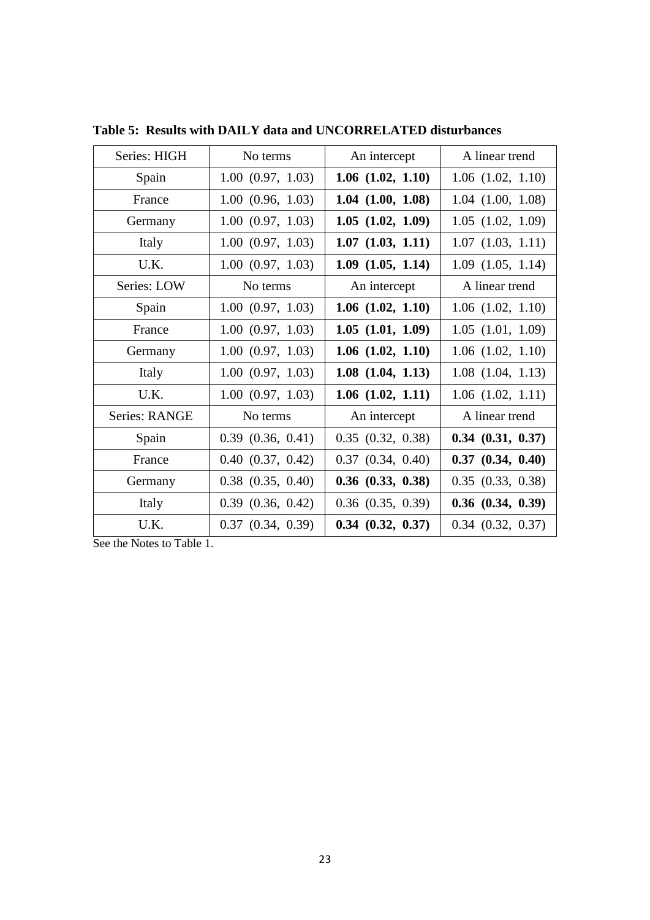**Table 5: Results with DAILY data and UNCORRELATED disturbances**

| Series: HIGH | No terms | An intercept | A linear trend |
|---|---|---|---|
| Spain | 1.00 (0.97, 1.03) | **1.06 (1.02, 1.10)** | 1.06 (1.02, 1.10) |
| France | 1.00 (0.96, 1.03) | **1.04 (1.00, 1.08)** | 1.04 (1.00, 1.08) |
| Germany | 1.00 (0.97, 1.03) | **1.05 (1.02, 1.09)** | 1.05 (1.02, 1.09) |
| Italy | 1.00 (0.97, 1.03) | **1.07 (1.03, 1.11)** | 1.07 (1.03, 1.11) |
| U.K. | 1.00 (0.97, 1.03) | **1.09 (1.05, 1.14)** | 1.09 (1.05, 1.14) |
| Series: LOW | No terms | An intercept | A linear trend |
| Spain | 1.00 (0.97, 1.03) | **1.06 (1.02, 1.10)** | 1.06 (1.02, 1.10) |
| France | 1.00 (0.97, 1.03) | **1.05 (1.01, 1.09)** | 1.05 (1.01, 1.09) |
| Germany | 1.00 (0.97, 1.03) | **1.06 (1.02, 1.10)** | 1.06 (1.02, 1.10) |
| Italy | 1.00 (0.97, 1.03) | **1.08 (1.04, 1.13)** | 1.08 (1.04, 1.13) |
| U.K. | 1.00 (0.97, 1.03) | **1.06 (1.02, 1.11)** | 1.06 (1.02, 1.11) |
| Series: RANGE | No terms | An intercept | A linear trend |
| Spain | 0.39 (0.36, 0.41) | 0.35 (0.32, 0.38) | **0.34 (0.31, 0.37)** |
| France | 0.40 (0.37, 0.42) | 0.37 (0.34, 0.40) | **0.37 (0.34, 0.40)** |
| Germany | 0.38 (0.35, 0.40) | **0.36 (0.33, 0.38)** | 0.35 (0.33, 0.38) |
| Italy | 0.39 (0.36, 0.42) | 0.36 (0.35, 0.39) | **0.36 (0.34, 0.39)** |
| U.K. | 0.37 (0.34, 0.39) | **0.34 (0.32, 0.37)** | 0.34 (0.32, 0.37) |

See the Notes to Table 1.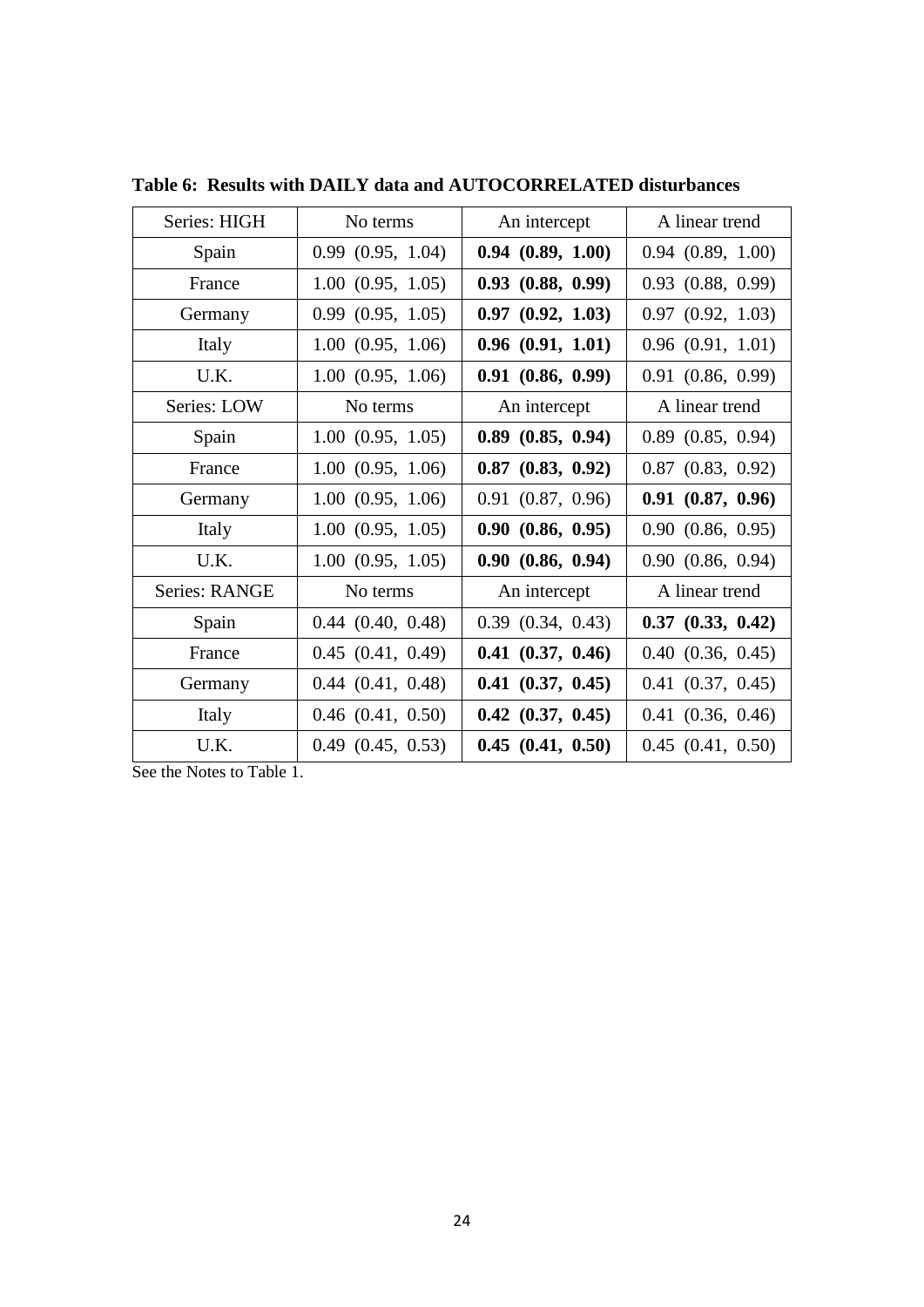**Table 6: Results with DAILY data and AUTOCORRELATED disturbances**

| Series: HIGH | No terms | An intercept | A linear trend |
|---|---|---|---|
| Spain | 0.99 (0.95, 1.04) | **0.94 (0.89, 1.00)** | 0.94 (0.89, 1.00) |
| France | 1.00 (0.95, 1.05) | **0.93 (0.88, 0.99)** | 0.93 (0.88, 0.99) |
| Germany | 0.99 (0.95, 1.05) | **0.97 (0.92, 1.03)** | 0.97 (0.92, 1.03) |
| Italy | 1.00 (0.95, 1.06) | **0.96 (0.91, 1.01)** | 0.96 (0.91, 1.01) |
| U.K. | 1.00 (0.95, 1.06) | **0.91 (0.86, 0.99)** | 0.91 (0.86, 0.99) |
| Series: LOW | No terms | An intercept | A linear trend |
| Spain | 1.00 (0.95, 1.05) | **0.89 (0.85, 0.94)** | 0.89 (0.85, 0.94) |
| France | 1.00 (0.95, 1.06) | **0.87 (0.83, 0.92)** | 0.87 (0.83, 0.92) |
| Germany | 1.00 (0.95, 1.06) | 0.91 (0.87, 0.96) | **0.91 (0.87, 0.96)** |
| Italy | 1.00 (0.95, 1.05) | **0.90 (0.86, 0.95)** | 0.90 (0.86, 0.95) |
| U.K. | 1.00 (0.95, 1.05) | **0.90 (0.86, 0.94)** | 0.90 (0.86, 0.94) |
| Series: RANGE | No terms | An intercept | A linear trend |
| Spain | 0.44 (0.40, 0.48) | 0.39 (0.34, 0.43) | **0.37 (0.33, 0.42)** |
| France | 0.45 (0.41, 0.49) | **0.41 (0.37, 0.46)** | 0.40 (0.36, 0.45) |
| Germany | 0.44 (0.41, 0.48) | **0.41 (0.37, 0.45)** | 0.41 (0.37, 0.45) |
| Italy | 0.46 (0.41, 0.50) | **0.42 (0.37, 0.45)** | 0.41 (0.36, 0.46) |
| U.K. | 0.49 (0.45, 0.53) | **0.45 (0.41, 0.50)** | 0.45 (0.41, 0.50) |

See the Notes to Table 1.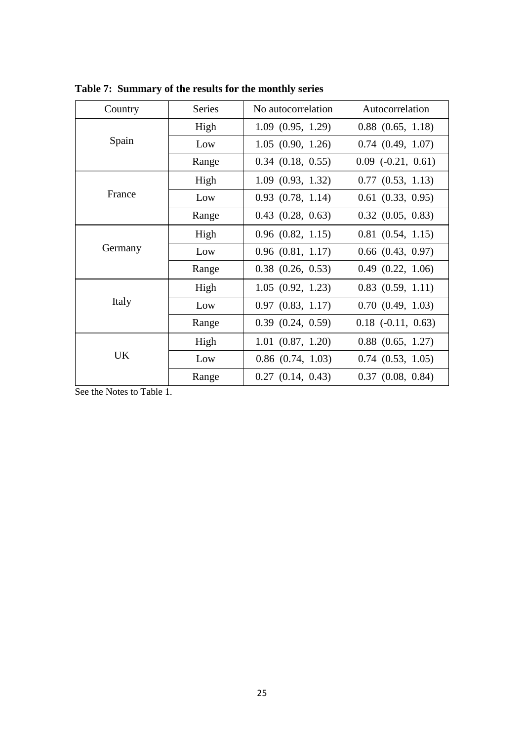**Table 7: Summary of the results for the monthly series**

| Country | Series | No autocorrelation | Autocorrelation |
|---|---|---|---|
| Spain | High | 1.09 (0.95, 1.29) | 0.88 (0.65, 1.18) |
| | Low | 1.05 (0.90, 1.26) | 0.74 (0.49, 1.07) |
| | Range | 0.34 (0.18, 0.55) | 0.09 (-0.21, 0.61) |
| France | High | 1.09 (0.93, 1.32) | 0.77 (0.53, 1.13) |
| | Low | 0.93 (0.78, 1.14) | 0.61 (0.33, 0.95) |
| | Range | 0.43 (0.28, 0.63) | 0.32 (0.05, 0.83) |
| Germany | High | 0.96 (0.82, 1.15) | 0.81 (0.54, 1.15) |
| | Low | 0.96 (0.81, 1.17) | 0.66 (0.43, 0.97) |
| | Range | 0.38 (0.26, 0.53) | 0.49 (0.22, 1.06) |
| Italy | High | 1.05 (0.92, 1.23) | 0.83 (0.59, 1.11) |
| | Low | 0.97 (0.83, 1.17) | 0.70 (0.49, 1.03) |
| | Range | 0.39 (0.24, 0.59) | 0.18 (-0.11, 0.63) |
| UK | High | 1.01 (0.87, 1.20) | 0.88 (0.65, 1.27) |
| | Low | 0.86 (0.74, 1.03) | 0.74 (0.53, 1.05) |
| | Range | 0.27 (0.14, 0.43) | 0.37 (0.08, 0.84) |

See the Notes to Table 1.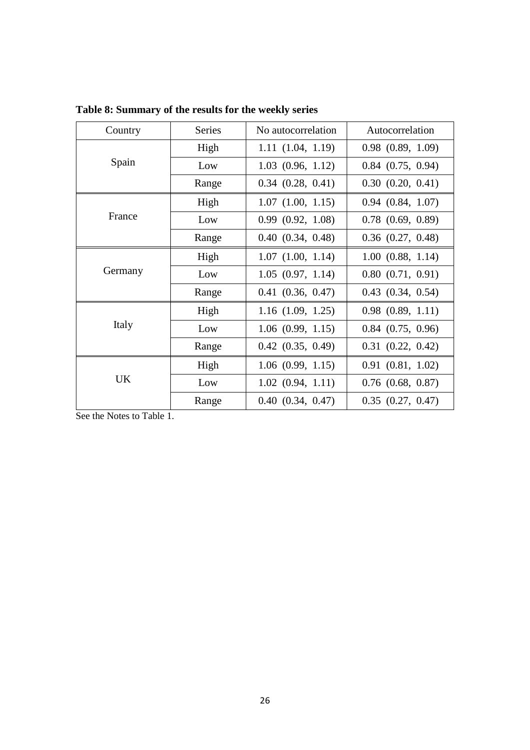**Table 8: Summary of the results for the weekly series**

| Country | Series | No autocorrelation | Autocorrelation |
|---|---|---|---|
| Spain | High | 1.11 (1.04, 1.19) | 0.98 (0.89, 1.09) |
| | Low | 1.03 (0.96, 1.12) | 0.84 (0.75, 0.94) |
| | Range | 0.34 (0.28, 0.41) | 0.30 (0.20, 0.41) |
| France | High | 1.07 (1.00, 1.15) | 0.94 (0.84, 1.07) |
| | Low | 0.99 (0.92, 1.08) | 0.78 (0.69, 0.89) |
| | Range | 0.40 (0.34, 0.48) | 0.36 (0.27, 0.48) |
| Germany | High | 1.07 (1.00, 1.14) | 1.00 (0.88, 1.14) |
| | Low | 1.05 (0.97, 1.14) | 0.80 (0.71, 0.91) |
| | Range | 0.41 (0.36, 0.47) | 0.43 (0.34, 0.54) |
| Italy | High | 1.16 (1.09, 1.25) | 0.98 (0.89, 1.11) |
| | Low | 1.06 (0.99, 1.15) | 0.84 (0.75, 0.96) |
| | Range | 0.42 (0.35, 0.49) | 0.31 (0.22, 0.42) |
| UK | High | 1.06 (0.99, 1.15) | 0.91 (0.81, 1.02) |
| | Low | 1.02 (0.94, 1.11) | 0.76 (0.68, 0.87) |
| | Range | 0.40 (0.34, 0.47) | 0.35 (0.27, 0.47) |

See the Notes to Table 1.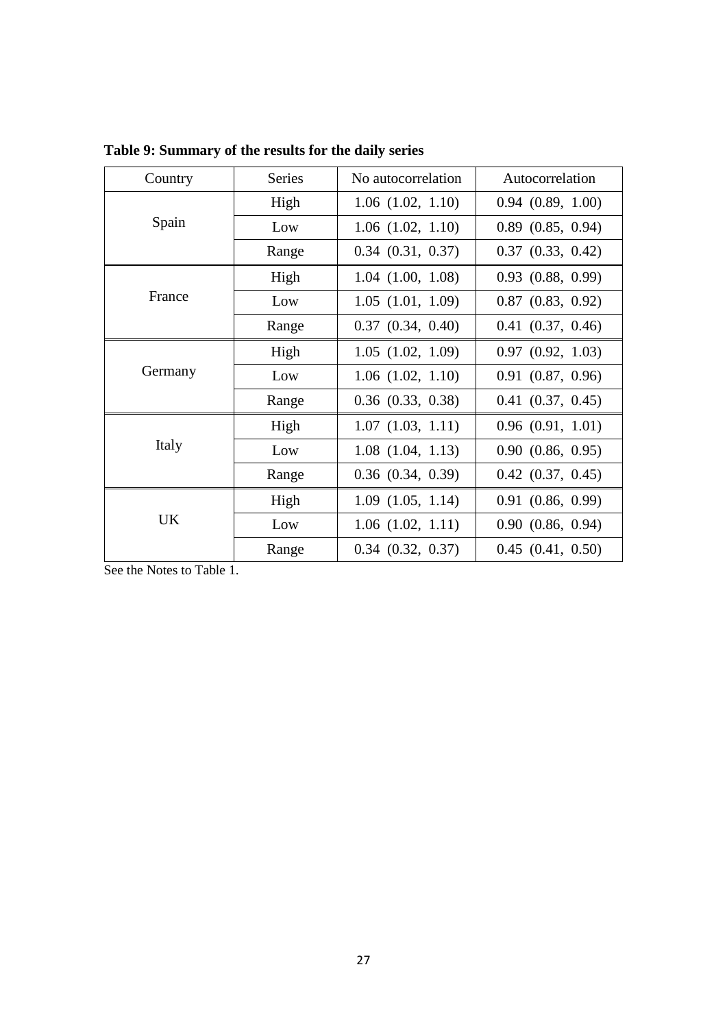**Table 9: Summary of the results for the daily series**

| Country | Series | No autocorrelation | Autocorrelation |
| --- | --- | --- | --- |
| Spain | High | 1.06 (1.02, 1.10) | 0.94 (0.89, 1.00) |
| | Low | 1.06 (1.02, 1.10) | 0.89 (0.85, 0.94) |
| | Range | 0.34 (0.31, 0.37) | 0.37 (0.33, 0.42) |
| France | High | 1.04 (1.00, 1.08) | 0.93 (0.88, 0.99) |
| | Low | 1.05 (1.01, 1.09) | 0.87 (0.83, 0.92) |
| | Range | 0.37 (0.34, 0.40) | 0.41 (0.37, 0.46) |
| Germany | High | 1.05 (1.02, 1.09) | 0.97 (0.92, 1.03) |
| | Low | 1.06 (1.02, 1.10) | 0.91 (0.87, 0.96) |
| | Range | 0.36 (0.33, 0.38) | 0.41 (0.37, 0.45) |
| Italy | High | 1.07 (1.03, 1.11) | 0.96 (0.91, 1.01) |
| | Low | 1.08 (1.04, 1.13) | 0.90 (0.86, 0.95) |
| | Range | 0.36 (0.34, 0.39) | 0.42 (0.37, 0.45) |
| UK | High | 1.09 (1.05, 1.14) | 0.91 (0.86, 0.99) |
| | Low | 1.06 (1.02, 1.11) | 0.90 (0.86, 0.94) |
| | Range | 0.34 (0.32, 0.37) | 0.45 (0.41, 0.50) |

See the Notes to Table 1.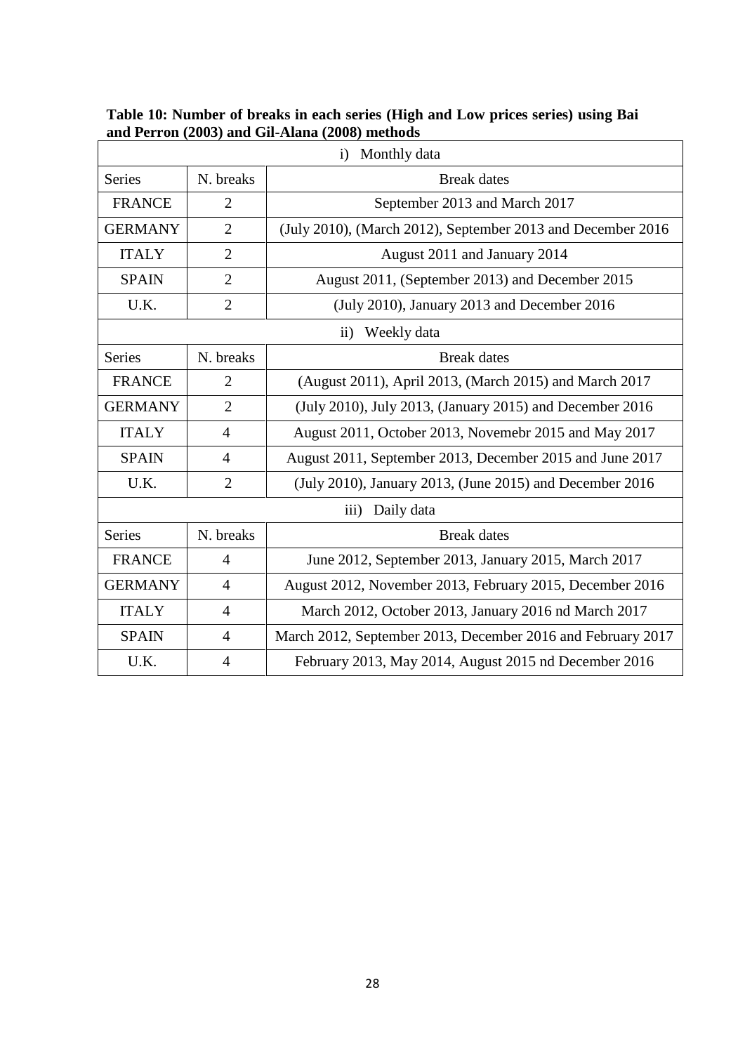**Table 10: Number of breaks in each series (High and Low prices series) using Bai and Perron (2003) and Gil-Alana (2008) methods**

| i) Monthly data | | |
|---|---|---|
| Series | N. breaks | Break dates |
| FRANCE | 2 | September 2013 and March 2017 |
| GERMANY | 2 | (July 2010), (March 2012), September 2013 and December 2016 |
| ITALY | 2 | August 2011 and January 2014 |
| SPAIN | 2 | August 2011, (September 2013) and December 2015 |
| U.K. | 2 | (July 2010), January 2013 and December 2016 |
| **ii) Weekly data** | | |
| Series | N. breaks | Break dates |
| FRANCE | 2 | (August 2011), April 2013, (March 2015) and March 2017 |
| GERMANY | 2 | (July 2010), July 2013, (January 2015) and December 2016 |
| ITALY | 4 | August 2011, October 2013, Novemebr 2015 and May 2017 |
| SPAIN | 4 | August 2011, September 2013, December 2015 and June 2017 |
| U.K. | 2 | (July 2010), January 2013, (June 2015) and December 2016 |
| **iii) Daily data** | | |
| Series | N. breaks | Break dates |
| FRANCE | 4 | June 2012, September 2013, January 2015, March 2017 |
| GERMANY | 4 | August 2012, November 2013, February 2015, December 2016 |
| ITALY | 4 | March 2012, October 2013, January 2016 nd March 2017 |
| SPAIN | 4 | March 2012, September 2013, December 2016 and February 2017 |
| U.K. | 4 | February 2013, May 2014, August 2015 nd December 2016 |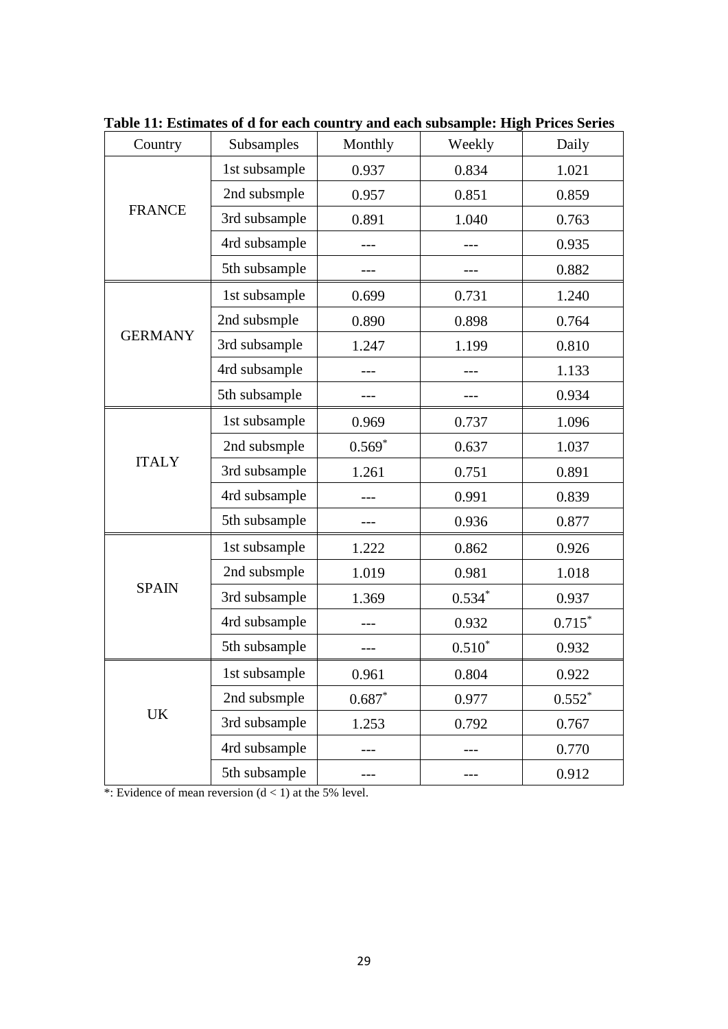**Table 11: Estimates of d for each country and each subsample: High Prices Series**

| Country | Subsamples | Monthly | Weekly | Daily |
| --- | --- | --- | --- | --- |
| FRANCE | 1st subsample | 0.937 | 0.834 | 1.021 |
| | 2nd subsmple | 0.957 | 0.851 | 0.859 |
| | 3rd subsample | 0.891 | 1.040 | 0.763 |
| | 4rd subsample | --- | --- | 0.935 |
| | 5th subsample | --- | --- | 0.882 |
| GERMANY | 1st subsample | 0.699 | 0.731 | 1.240 |
| | 2nd subsmple | 0.890 | 0.898 | 0.764 |
| | 3rd subsample | 1.247 | 1.199 | 0.810 |
| | 4rd subsample | --- | --- | 1.133 |
| | 5th subsample | --- | --- | 0.934 |
| ITALY | 1st subsample | 0.969 | 0.737 | 1.096 |
| | 2nd subsmple | 0.569* | 0.637 | 1.037 |
| | 3rd subsample | 1.261 | 0.751 | 0.891 |
| | 4rd subsample | --- | 0.991 | 0.839 |
| | 5th subsample | --- | 0.936 | 0.877 |
| SPAIN | 1st subsample | 1.222 | 0.862 | 0.926 |
| | 2nd subsmple | 1.019 | 0.981 | 1.018 |
| | 3rd subsample | 1.369 | 0.534* | 0.937 |
| | 4rd subsample | --- | 0.932 | 0.715* |
| | 5th subsample | --- | 0.510* | 0.932 |
| UK | 1st subsample | 0.961 | 0.804 | 0.922 |
| | 2nd subsmple | 0.687* | 0.977 | 0.552* |
| | 3rd subsample | 1.253 | 0.792 | 0.767 |
| | 4rd subsample | --- | --- | 0.770 |
| | 5th subsample | --- | --- | 0.912 |

*: Evidence of mean reversion ($d < 1$) at the 5% level.